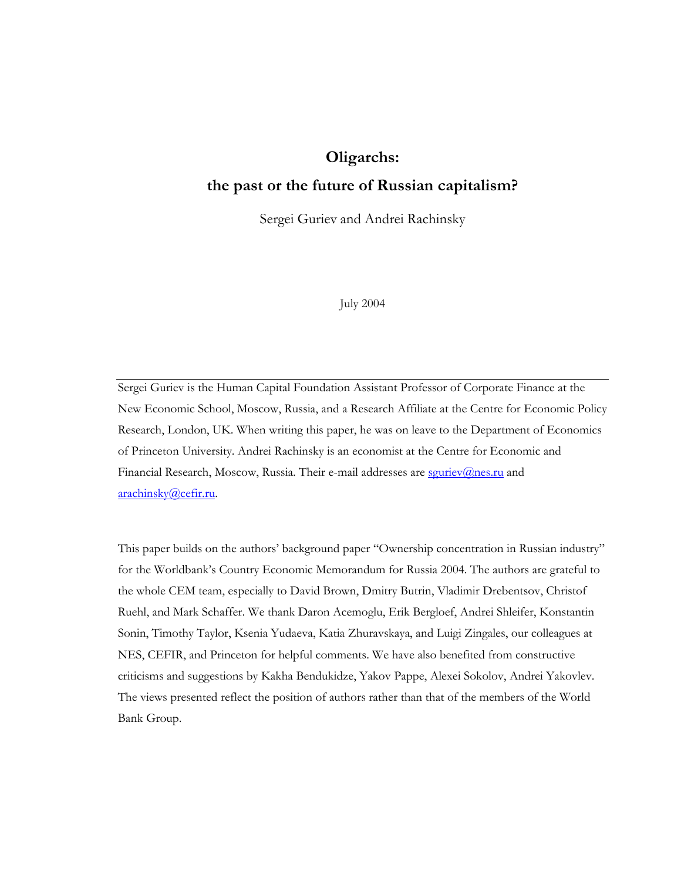# Oligarchs:

# the past or the future of Russian capitalism?

Sergei Guriev and Andrei Rachinsky

July 2004

---

Sergei Guriev is the Human Capital Foundation Assistant Professor of Corporate Finance at the New Economic School, Moscow, Russia, and a Research Affiliate at the Centre for Economic Policy Research, London, UK. When writing this paper, he was on leave to the Department of Economics of Princeton University. Andrei Rachinsky is an economist at the Centre for Economic and Financial Research, Moscow, Russia. Their e-mail addresses are sguriev@nes.ru and arachinsky@cefir.ru.

This paper builds on the authors' background paper "Ownership concentration in Russian industry" for the Worldbank's Country Economic Memorandum for Russia 2004. The authors are grateful to the whole CEM team, especially to David Brown, Dmitry Butrin, Vladimir Drebentsov, Christof Ruehl, and Mark Schaffer. We thank Daron Acemoglu, Erik Bergloef, Andrei Shleifer, Konstantin Sonin, Timothy Taylor, Ksenia Yudaeva, Katia Zhuravskaya, and Luigi Zingales, our colleagues at NES, CEFIR, and Princeton for helpful comments. We have also benefited from constructive criticisms and suggestions by Kakha Bendukidze, Yakov Pappe, Alexei Sokolov, Andrei Yakovlev. The views presented reflect the position of authors rather than that of the members of the World Bank Group.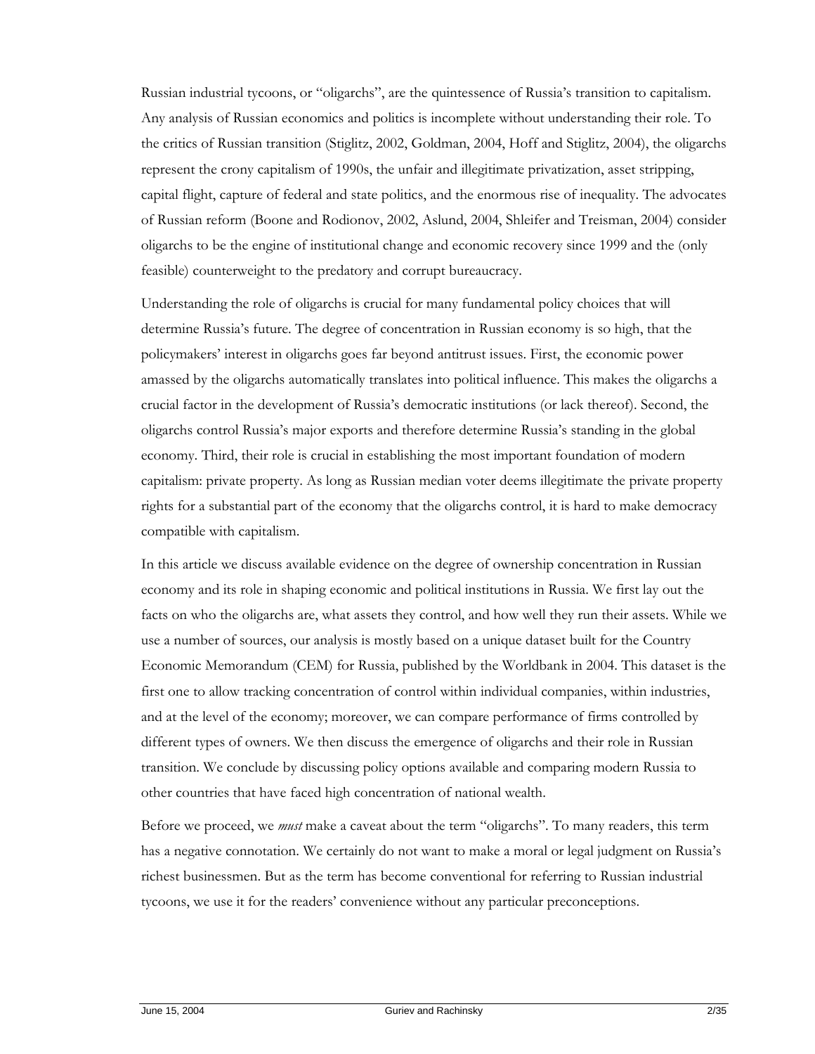Russian industrial tycoons, or "oligarchs", are the quintessence of Russia's transition to capitalism. Any analysis of Russian economics and politics is incomplete without understanding their role. To the critics of Russian transition (Stiglitz, 2002, Goldman, 2004, Hoff and Stiglitz, 2004), the oligarchs represent the crony capitalism of 1990s, the unfair and illegitimate privatization, asset stripping, capital flight, capture of federal and state politics, and the enormous rise of inequality. The advocates of Russian reform (Boone and Rodionov, 2002, Aslund, 2004, Shleifer and Treisman, 2004) consider oligarchs to be the engine of institutional change and economic recovery since 1999 and the (only feasible) counterweight to the predatory and corrupt bureaucracy.

Understanding the role of oligarchs is crucial for many fundamental policy choices that will determine Russia's future. The degree of concentration in Russian economy is so high, that the policymakers' interest in oligarchs goes far beyond antitrust issues. First, the economic power amassed by the oligarchs automatically translates into political influence. This makes the oligarchs a crucial factor in the development of Russia's democratic institutions (or lack thereof). Second, the oligarchs control Russia's major exports and therefore determine Russia's standing in the global economy. Third, their role is crucial in establishing the most important foundation of modern capitalism: private property. As long as Russian median voter deems illegitimate the private property rights for a substantial part of the economy that the oligarchs control, it is hard to make democracy compatible with capitalism.

In this article we discuss available evidence on the degree of ownership concentration in Russian economy and its role in shaping economic and political institutions in Russia. We first lay out the facts on who the oligarchs are, what assets they control, and how well they run their assets. While we use a number of sources, our analysis is mostly based on a unique dataset built for the Country Economic Memorandum (CEM) for Russia, published by the Worldbank in 2004. This dataset is the first one to allow tracking concentration of control within individual companies, within industries, and at the level of the economy; moreover, we can compare performance of firms controlled by different types of owners. We then discuss the emergence of oligarchs and their role in Russian transition. We conclude by discussing policy options available and comparing modern Russia to other countries that have faced high concentration of national wealth.

Before we proceed, we *must* make a caveat about the term "oligarchs". To many readers, this term has a negative connotation. We certainly do not want to make a moral or legal judgment on Russia's richest businessmen. But as the term has become conventional for referring to Russian industrial tycoons, we use it for the readers' convenience without any particular preconceptions.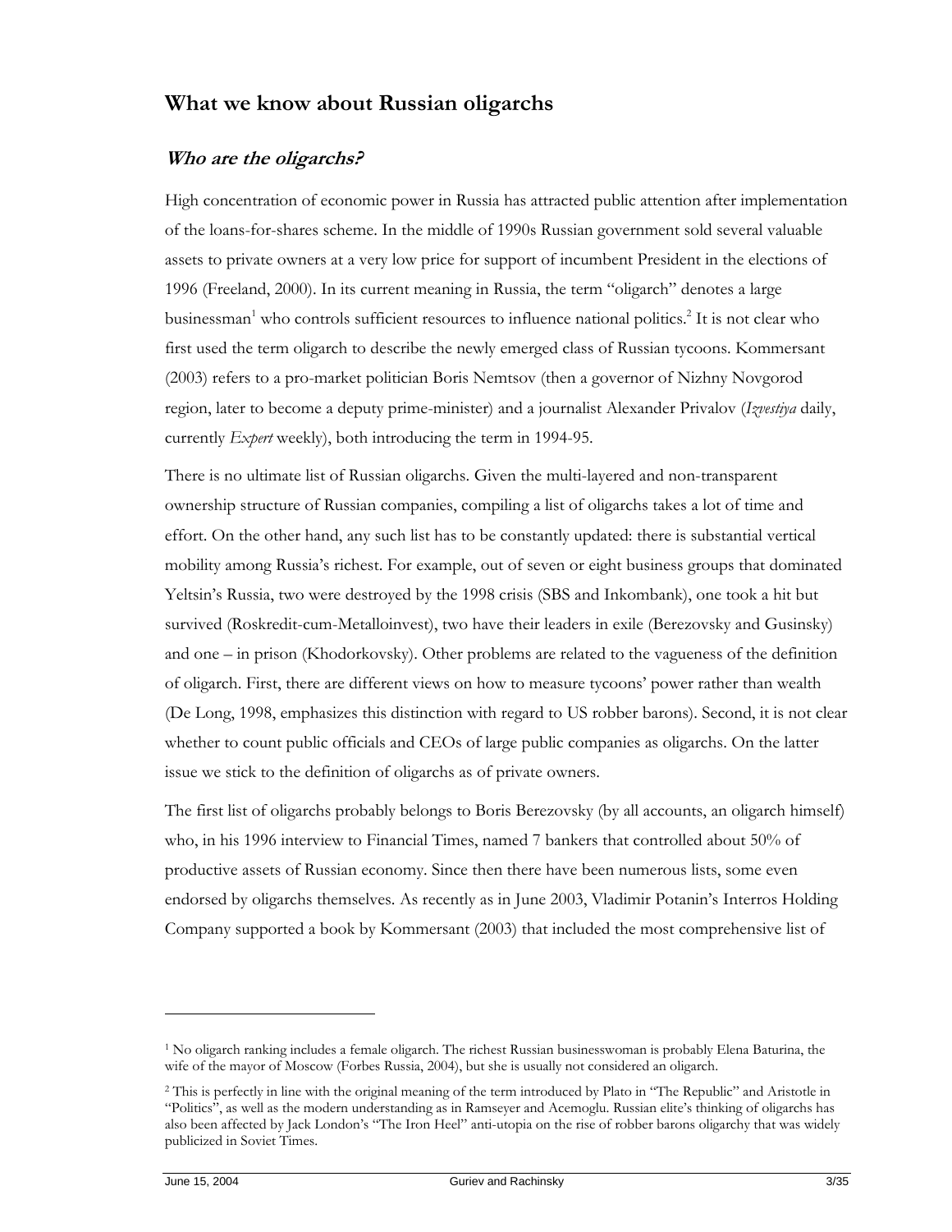## What we know about Russian oligarchs

### *Who are the oligarchs?*

High concentration of economic power in Russia has attracted public attention after implementation of the loans-for-shares scheme. In the middle of 1990s Russian government sold several valuable assets to private owners at a very low price for support of incumbent President in the elections of 1996 (Freeland, 2000). In its current meaning in Russia, the term "oligarch" denotes a large businessman[1] who controls sufficient resources to influence national politics.[2] It is not clear who first used the term oligarch to describe the newly emerged class of Russian tycoons. Kommersant (2003) refers to a pro-market politician Boris Nemtsov (then a governor of Nizhny Novgorod region, later to become a deputy prime-minister) and a journalist Alexander Privalov (*Izvestiya* daily, currently *Expert* weekly), both introducing the term in 1994-95.

There is no ultimate list of Russian oligarchs. Given the multi-layered and non-transparent ownership structure of Russian companies, compiling a list of oligarchs takes a lot of time and effort. On the other hand, any such list has to be constantly updated: there is substantial vertical mobility among Russia's richest. For example, out of seven or eight business groups that dominated Yeltsin's Russia, two were destroyed by the 1998 crisis (SBS and Inkombank), one took a hit but survived (Roskredit-cum-Metalloinvest), two have their leaders in exile (Berezovsky and Gusinsky) and one – in prison (Khodorkovsky). Other problems are related to the vagueness of the definition of oligarch. First, there are different views on how to measure tycoons' power rather than wealth (De Long, 1998, emphasizes this distinction with regard to US robber barons). Second, it is not clear whether to count public officials and CEOs of large public companies as oligarchs. On the latter issue we stick to the definition of oligarchs as of private owners.

The first list of oligarchs probably belongs to Boris Berezovsky (by all accounts, an oligarch himself) who, in his 1996 interview to Financial Times, named 7 bankers that controlled about 50% of productive assets of Russian economy. Since then there have been numerous lists, some even endorsed by oligarchs themselves. As recently as in June 2003, Vladimir Potanin's Interros Holding Company supported a book by Kommersant (2003) that included the most comprehensive list of

---

[1] No oligarch ranking includes a female oligarch. The richest Russian businesswoman is probably Elena Baturina, the wife of the mayor of Moscow (Forbes Russia, 2004), but she is usually not considered an oligarch.

[2] This is perfectly in line with the original meaning of the term introduced by Plato in "The Republic" and Aristotle in "Politics", as well as the modern understanding as in Ramseyer and Acemoglu. Russian elite's thinking of oligarchs has also been affected by Jack London's "The Iron Heel" anti-utopia on the rise of robber barons oligarchy that was widely publicized in Soviet Times.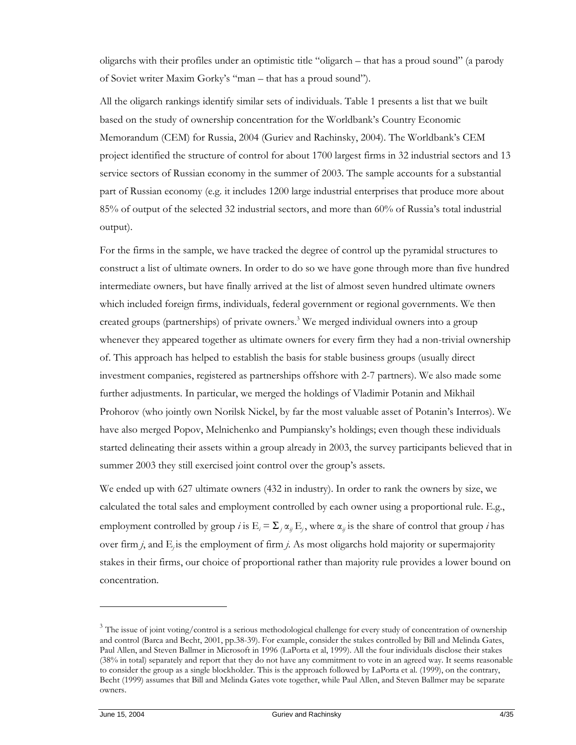oligarchs with their profiles under an optimistic title "oligarch – that has a proud sound" (a parody of Soviet writer Maxim Gorky's "man – that has a proud sound").

All the oligarch rankings identify similar sets of individuals. Table 1 presents a list that we built based on the study of ownership concentration for the Worldbank's Country Economic Memorandum (CEM) for Russia, 2004 (Guriev and Rachinsky, 2004). The Worldbank's CEM project identified the structure of control for about 1700 largest firms in 32 industrial sectors and 13 service sectors of Russian economy in the summer of 2003. The sample accounts for a substantial part of Russian economy (e.g. it includes 1200 large industrial enterprises that produce more about 85% of output of the selected 32 industrial sectors, and more than 60% of Russia's total industrial output).

For the firms in the sample, we have tracked the degree of control up the pyramidal structures to construct a list of ultimate owners. In order to do so we have gone through more than five hundred intermediate owners, but have finally arrived at the list of almost seven hundred ultimate owners which included foreign firms, individuals, federal government or regional governments. We then created groups (partnerships) of private owners.[3] We merged individual owners into a group whenever they appeared together as ultimate owners for every firm they had a non-trivial ownership of. This approach has helped to establish the basis for stable business groups (usually direct investment companies, registered as partnerships offshore with 2-7 partners). We also made some further adjustments. In particular, we merged the holdings of Vladimir Potanin and Mikhail Prohorov (who jointly own Norilsk Nickel, by far the most valuable asset of Potanin's Interros). We have also merged Popov, Melnichenko and Pumpiansky's holdings; even though these individuals started delineating their assets within a group already in 2003, the survey participants believed that in summer 2003 they still exercised joint control over the group's assets.

We ended up with 627 ultimate owners (432 in industry). In order to rank the owners by size, we calculated the total sales and employment controlled by each owner using a proportional rule. E.g., employment controlled by group $i$ is $E_i = \Sigma_j \alpha_{ij} E_j$, where $\alpha_{ij}$ is the share of control that group $i$ has over firm $j$, and $E_j$ is the employment of firm $j$. As most oligarchs hold majority or supermajority stakes in their firms, our choice of proportional rather than majority rule provides a lower bound on concentration.

---

[3] The issue of joint voting/control is a serious methodological challenge for every study of concentration of ownership and control (Barca and Becht, 2001, pp.38-39). For example, consider the stakes controlled by Bill and Melinda Gates, Paul Allen, and Steven Ballmer in Microsoft in 1996 (LaPorta et al, 1999). All the four individuals disclose their stakes (38% in total) separately and report that they do not have any commitment to vote in an agreed way. It seems reasonable to consider the group as a single blockholder. This is the approach followed by LaPorta et al. (1999), on the contrary, Becht (1999) assumes that Bill and Melinda Gates vote together, while Paul Allen, and Steven Ballmer may be separate owners.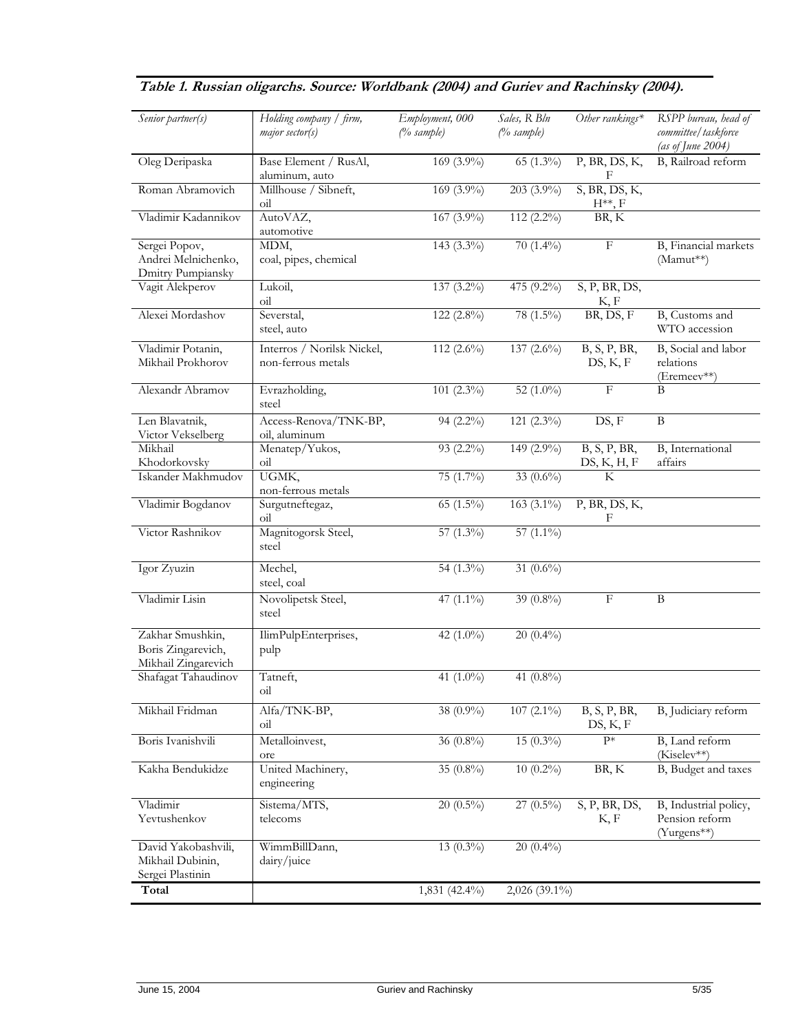**Table 1. Russian oligarchs. Source: Worldbank (2004) and Guriev and Rachinsky (2004).**

| *Senior partner(s)* | *Holding company / firm, major sector(s)* | *Employment, 000 (% sample)* | *Sales, R Bln (% sample)* | *Other rankings** | *RSPP bureau, head of committee/taskforce (as of June 2004)* |
|---|---|---|---|---|---|
| Oleg Deripaska | Base Element / RusAl, aluminum, auto | 169 (3.9%) | 65 (1.3%) | P, BR, DS, K, F | B, Railroad reform |
| Roman Abramovich | Millhouse / Sibneft, oil | 169 (3.9%) | 203 (3.9%) | S, BR, DS, K, H**, F | |
| Vladimir Kadannikov | AutoVAZ, automotive | 167 (3.9%) | 112 (2.2%) | BR, K | |
| Sergei Popov, Andrei Melnichenko, Dmitry Pumpiansky | MDM, coal, pipes, chemical | 143 (3.3%) | 70 (1.4%) | F | B, Financial markets (Mamut**) |
| Vagit Alekperov | Lukoil, oil | 137 (3.2%) | 475 (9.2%) | S, P, BR, DS, K, F | |
| Alexei Mordashov | Severstal, steel, auto | 122 (2.8%) | 78 (1.5%) | BR, DS, F | B, Customs and WTO accession |
| Vladimir Potanin, Mikhail Prokhorov | Interros / Norilsk Nickel, non-ferrous metals | 112 (2.6%) | 137 (2.6%) | B, S, P, BR, DS, K, F | B, Social and labor relations (Eremeev**) |
| Alexandr Abramov | Evrazholding, steel | 101 (2.3%) | 52 (1.0%) | F | B |
| Len Blavatnik, Victor Vekselberg | Access-Renova/TNK-BP, oil, aluminum | 94 (2.2%) | 121 (2.3%) | DS, F | B |
| Mikhail Khodorkovsky | Menatep/Yukos, oil | 93 (2.2%) | 149 (2.9%) | B, S, P, BR, DS, K, H, F | B, International affairs |
| Iskander Makhmudov | UGMK, non-ferrous metals | 75 (1.7%) | 33 (0.6%) | K | |
| Vladimir Bogdanov | Surgutneftegaz, oil | 65 (1.5%) | 163 (3.1%) | P, BR, DS, K, F | |
| Victor Rashnikov | Magnitogorsk Steel, steel | 57 (1.3%) | 57 (1.1%) | | |
| Igor Zyuzin | Mechel, steel, coal | 54 (1.3%) | 31 (0.6%) | | |
| Vladimir Lisin | Novolipetsk Steel, steel | 47 (1.1%) | 39 (0.8%) | F | B |
| Zakhar Smushkin, Boris Zingarevich, Mikhail Zingarevich | IlimPulpEnterprises, pulp | 42 (1.0%) | 20 (0.4%) | | |
| Shafagat Tahaudinov | Tatneft, oil | 41 (1.0%) | 41 (0.8%) | | |
| Mikhail Fridman | Alfa/TNK-BP, oil | 38 (0.9%) | 107 (2.1%) | B, S, P, BR, DS, K, F | B, Judiciary reform |
| Boris Ivanishvili | Metalloinvest, ore | 36 (0.8%) | 15 (0.3%) | P* | B, Land reform (Kiselev**) |
| Kakha Bendukidze | United Machinery, engineering | 35 (0.8%) | 10 (0.2%) | BR, K | B, Budget and taxes |
| Vladimir Yevtushenkov | Sistema/MTS, telecoms | 20 (0.5%) | 27 (0.5%) | S, P, BR, DS, K, F | B, Industrial policy, Pension reform (Yurgens**) |
| David Yakobashvili, Mikhail Dubinin, Sergei Plastinin | WimmBillDann, dairy/juice | 13 (0.3%) | 20 (0.4%) | | |
| **Total** | | 1,831 (42.4%) | 2,026 (39.1%) | | |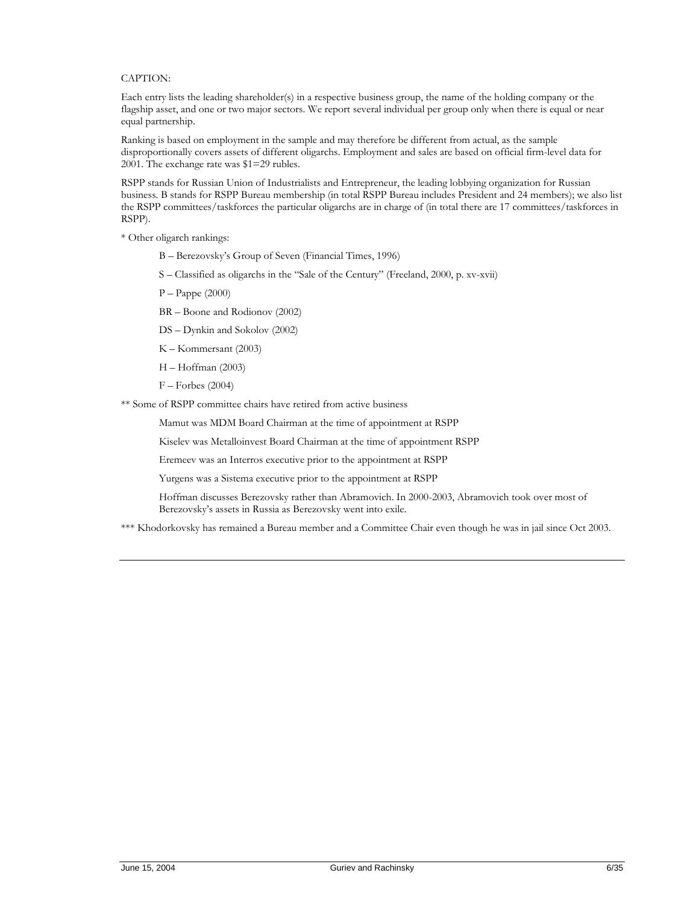CAPTION:

Each entry lists the leading shareholder(s) in a respective business group, the name of the holding company or the flagship asset, and one or two major sectors. We report several individual per group only when there is equal or near equal partnership.

Ranking is based on employment in the sample and may therefore be different from actual, as the sample disproportionally covers assets of different oligarchs. Employment and sales are based on official firm-level data for 2001. The exchange rate was $1=29 rubles.

RSPP stands for Russian Union of Industrialists and Entrepreneur, the leading lobbying organization for Russian business. B stands for RSPP Bureau membership (in total RSPP Bureau includes President and 24 members); we also list the RSPP committees/taskforces the particular oligarchs are in charge of (in total there are 17 committees/taskforces in RSPP).

\* Other oligarch rankings:

B – Berezovsky's Group of Seven (Financial Times, 1996)

S – Classified as oligarchs in the "Sale of the Century" (Freeland, 2000, p. xv-xvii)

P – Pappe (2000)

BR – Boone and Rodionov (2002)

DS – Dynkin and Sokolov (2002)

K – Kommersant (2003)

H – Hoffman (2003)

F – Forbes (2004)

\*\* Some of RSPP committee chairs have retired from active business

Mamut was MDM Board Chairman at the time of appointment at RSPP

Kiselev was Metalloinvest Board Chairman at the time of appointment RSPP

Eremeev was an Interros executive prior to the appointment at RSPP

Yurgens was a Sistema executive prior to the appointment at RSPP

Hoffman discusses Berezovsky rather than Abramovich. In 2000-2003, Abramovich took over most of Berezovsky's assets in Russia as Berezovsky went into exile.

\*\*\* Khodorkovsky has remained a Bureau member and a Committee Chair even though he was in jail since Oct 2003.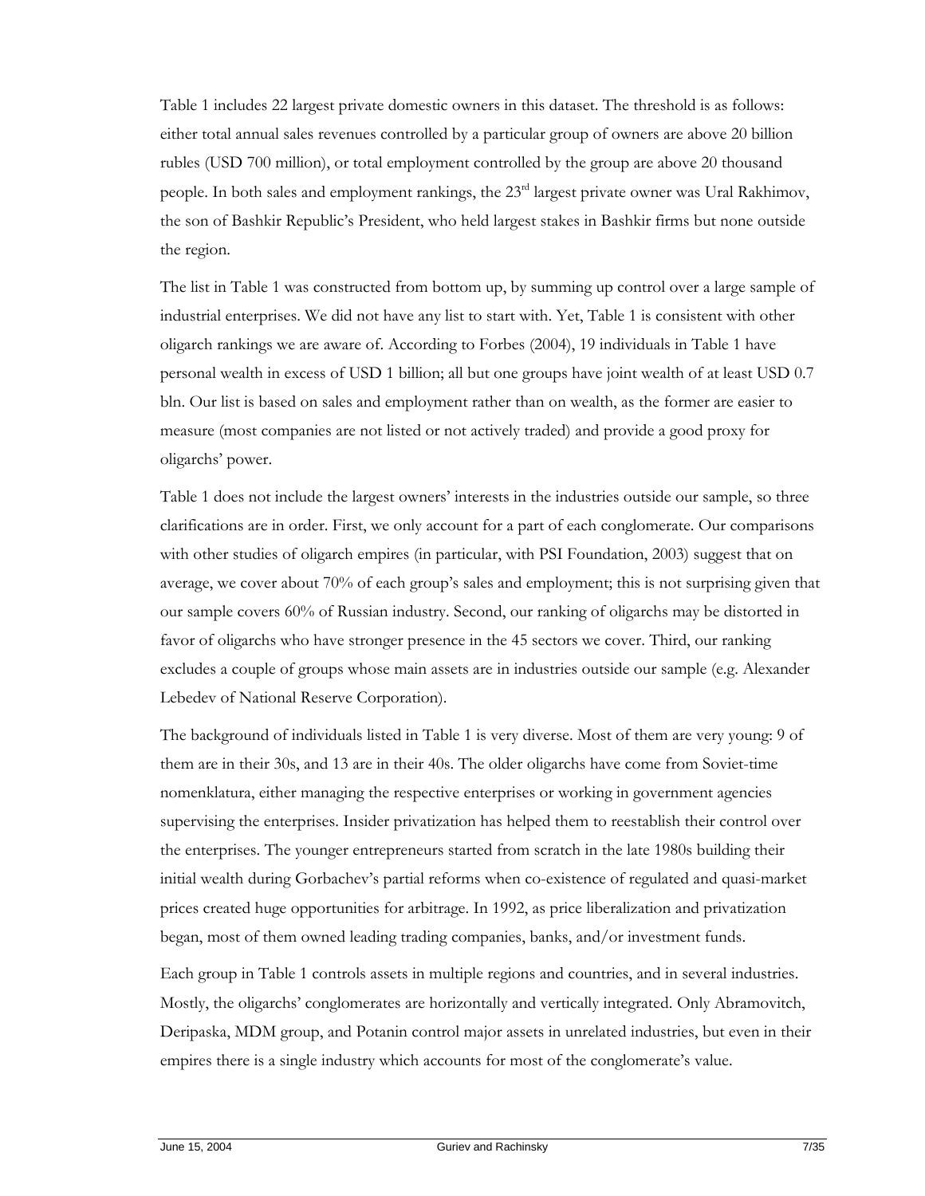Table 1 includes 22 largest private domestic owners in this dataset. The threshold is as follows: either total annual sales revenues controlled by a particular group of owners are above 20 billion rubles (USD 700 million), or total employment controlled by the group are above 20 thousand people. In both sales and employment rankings, the 23rd largest private owner was Ural Rakhimov, the son of Bashkir Republic's President, who held largest stakes in Bashkir firms but none outside the region.

The list in Table 1 was constructed from bottom up, by summing up control over a large sample of industrial enterprises. We did not have any list to start with. Yet, Table 1 is consistent with other oligarch rankings we are aware of. According to Forbes (2004), 19 individuals in Table 1 have personal wealth in excess of USD 1 billion; all but one groups have joint wealth of at least USD 0.7 bln. Our list is based on sales and employment rather than on wealth, as the former are easier to measure (most companies are not listed or not actively traded) and provide a good proxy for oligarchs' power.

Table 1 does not include the largest owners' interests in the industries outside our sample, so three clarifications are in order. First, we only account for a part of each conglomerate. Our comparisons with other studies of oligarch empires (in particular, with PSI Foundation, 2003) suggest that on average, we cover about 70% of each group's sales and employment; this is not surprising given that our sample covers 60% of Russian industry. Second, our ranking of oligarchs may be distorted in favor of oligarchs who have stronger presence in the 45 sectors we cover. Third, our ranking excludes a couple of groups whose main assets are in industries outside our sample (e.g. Alexander Lebedev of National Reserve Corporation).

The background of individuals listed in Table 1 is very diverse. Most of them are very young: 9 of them are in their 30s, and 13 are in their 40s. The older oligarchs have come from Soviet-time nomenklatura, either managing the respective enterprises or working in government agencies supervising the enterprises. Insider privatization has helped them to reestablish their control over the enterprises. The younger entrepreneurs started from scratch in the late 1980s building their initial wealth during Gorbachev's partial reforms when co-existence of regulated and quasi-market prices created huge opportunities for arbitrage. In 1992, as price liberalization and privatization began, most of them owned leading trading companies, banks, and/or investment funds.

Each group in Table 1 controls assets in multiple regions and countries, and in several industries. Mostly, the oligarchs' conglomerates are horizontally and vertically integrated. Only Abramovitch, Deripaska, MDM group, and Potanin control major assets in unrelated industries, but even in their empires there is a single industry which accounts for most of the conglomerate's value.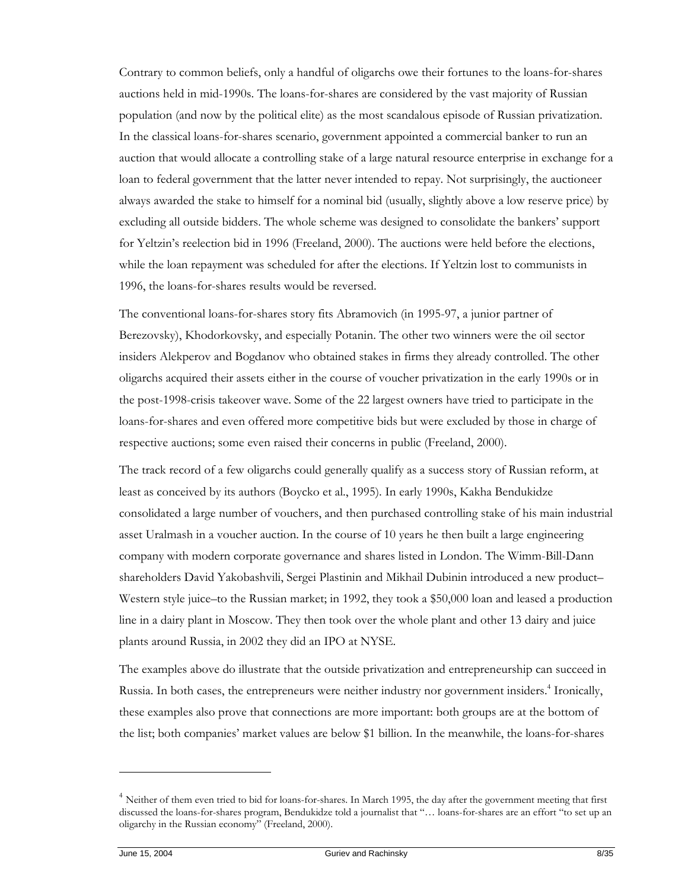Contrary to common beliefs, only a handful of oligarchs owe their fortunes to the loans-for-shares auctions held in mid-1990s. The loans-for-shares are considered by the vast majority of Russian population (and now by the political elite) as the most scandalous episode of Russian privatization. In the classical loans-for-shares scenario, government appointed a commercial banker to run an auction that would allocate a controlling stake of a large natural resource enterprise in exchange for a loan to federal government that the latter never intended to repay. Not surprisingly, the auctioneer always awarded the stake to himself for a nominal bid (usually, slightly above a low reserve price) by excluding all outside bidders. The whole scheme was designed to consolidate the bankers' support for Yeltzin's reelection bid in 1996 (Freeland, 2000). The auctions were held before the elections, while the loan repayment was scheduled for after the elections. If Yeltzin lost to communists in 1996, the loans-for-shares results would be reversed.

The conventional loans-for-shares story fits Abramovich (in 1995-97, a junior partner of Berezovsky), Khodorkovsky, and especially Potanin. The other two winners were the oil sector insiders Alekperov and Bogdanov who obtained stakes in firms they already controlled. The other oligarchs acquired their assets either in the course of voucher privatization in the early 1990s or in the post-1998-crisis takeover wave. Some of the 22 largest owners have tried to participate in the loans-for-shares and even offered more competitive bids but were excluded by those in charge of respective auctions; some even raised their concerns in public (Freeland, 2000).

The track record of a few oligarchs could generally qualify as a success story of Russian reform, at least as conceived by its authors (Boycko et al., 1995). In early 1990s, Kakha Bendukidze consolidated a large number of vouchers, and then purchased controlling stake of his main industrial asset Uralmash in a voucher auction. In the course of 10 years he then built a large engineering company with modern corporate governance and shares listed in London. The Wimm-Bill-Dann shareholders David Yakobashvili, Sergei Plastinin and Mikhail Dubinin introduced a new product–Western style juice–to the Russian market; in 1992, they took a \$50,000 loan and leased a production line in a dairy plant in Moscow. They then took over the whole plant and other 13 dairy and juice plants around Russia, in 2002 they did an IPO at NYSE.

The examples above do illustrate that the outside privatization and entrepreneurship can succeed in Russia. In both cases, the entrepreneurs were neither industry nor government insiders.[4] Ironically, these examples also prove that connections are more important: both groups are at the bottom of the list; both companies' market values are below \$1 billion. In the meanwhile, the loans-for-shares

---

[4] Neither of them even tried to bid for loans-for-shares. In March 1995, the day after the government meeting that first discussed the loans-for-shares program, Bendukidze told a journalist that "… loans-for-shares are an effort "to set up an oligarchy in the Russian economy" (Freeland, 2000).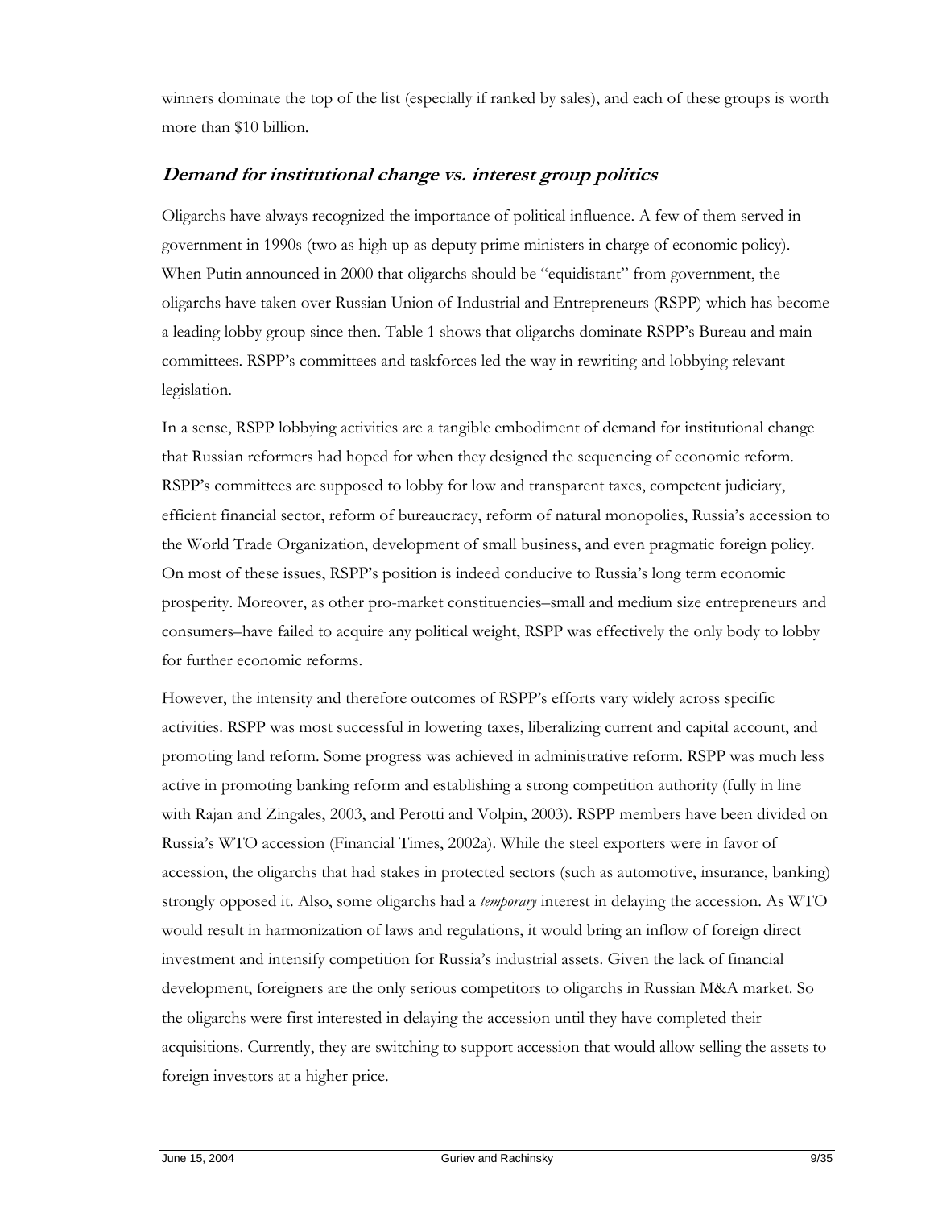winners dominate the top of the list (especially if ranked by sales), and each of these groups is worth more than $10 billion.

## *Demand for institutional change vs. interest group politics*

Oligarchs have always recognized the importance of political influence. A few of them served in government in 1990s (two as high up as deputy prime ministers in charge of economic policy). When Putin announced in 2000 that oligarchs should be "equidistant" from government, the oligarchs have taken over Russian Union of Industrial and Entrepreneurs (RSPP) which has become a leading lobby group since then. Table 1 shows that oligarchs dominate RSPP's Bureau and main committees. RSPP's committees and taskforces led the way in rewriting and lobbying relevant legislation.

In a sense, RSPP lobbying activities are a tangible embodiment of demand for institutional change that Russian reformers had hoped for when they designed the sequencing of economic reform. RSPP's committees are supposed to lobby for low and transparent taxes, competent judiciary, efficient financial sector, reform of bureaucracy, reform of natural monopolies, Russia's accession to the World Trade Organization, development of small business, and even pragmatic foreign policy. On most of these issues, RSPP's position is indeed conducive to Russia's long term economic prosperity. Moreover, as other pro-market constituencies–small and medium size entrepreneurs and consumers–have failed to acquire any political weight, RSPP was effectively the only body to lobby for further economic reforms.

However, the intensity and therefore outcomes of RSPP's efforts vary widely across specific activities. RSPP was most successful in lowering taxes, liberalizing current and capital account, and promoting land reform. Some progress was achieved in administrative reform. RSPP was much less active in promoting banking reform and establishing a strong competition authority (fully in line with Rajan and Zingales, 2003, and Perotti and Volpin, 2003). RSPP members have been divided on Russia's WTO accession (Financial Times, 2002a). While the steel exporters were in favor of accession, the oligarchs that had stakes in protected sectors (such as automotive, insurance, banking) strongly opposed it. Also, some oligarchs had a *temporary* interest in delaying the accession. As WTO would result in harmonization of laws and regulations, it would bring an inflow of foreign direct investment and intensify competition for Russia's industrial assets. Given the lack of financial development, foreigners are the only serious competitors to oligarchs in Russian M&A market. So the oligarchs were first interested in delaying the accession until they have completed their acquisitions. Currently, they are switching to support accession that would allow selling the assets to foreign investors at a higher price.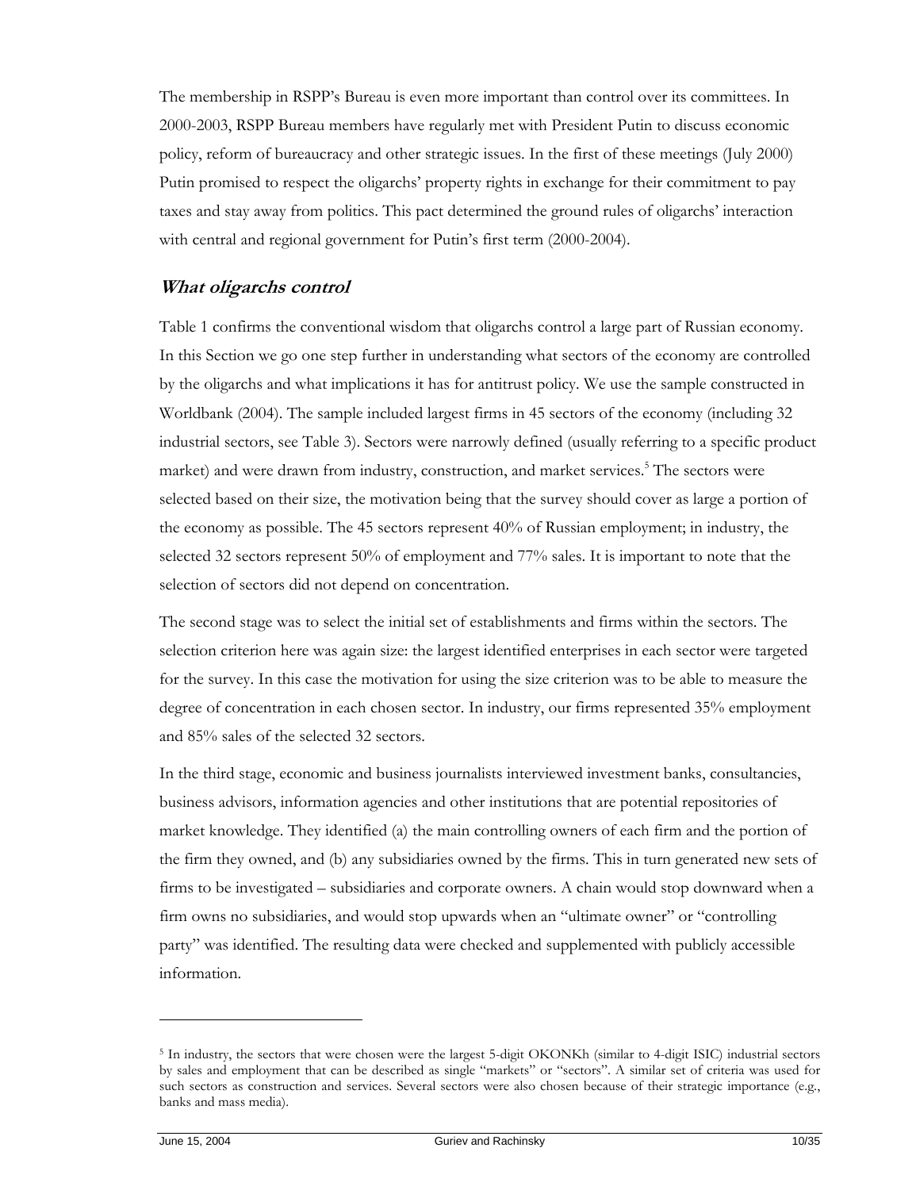The membership in RSPP's Bureau is even more important than control over its committees. In 2000-2003, RSPP Bureau members have regularly met with President Putin to discuss economic policy, reform of bureaucracy and other strategic issues. In the first of these meetings (July 2000) Putin promised to respect the oligarchs' property rights in exchange for their commitment to pay taxes and stay away from politics. This pact determined the ground rules of oligarchs' interaction with central and regional government for Putin's first term (2000-2004).

## *What oligarchs control*

Table 1 confirms the conventional wisdom that oligarchs control a large part of Russian economy. In this Section we go one step further in understanding what sectors of the economy are controlled by the oligarchs and what implications it has for antitrust policy. We use the sample constructed in Worldbank (2004). The sample included largest firms in 45 sectors of the economy (including 32 industrial sectors, see Table 3). Sectors were narrowly defined (usually referring to a specific product market) and were drawn from industry, construction, and market services.[5] The sectors were selected based on their size, the motivation being that the survey should cover as large a portion of the economy as possible. The 45 sectors represent 40% of Russian employment; in industry, the selected 32 sectors represent 50% of employment and 77% sales. It is important to note that the selection of sectors did not depend on concentration.

The second stage was to select the initial set of establishments and firms within the sectors. The selection criterion here was again size: the largest identified enterprises in each sector were targeted for the survey. In this case the motivation for using the size criterion was to be able to measure the degree of concentration in each chosen sector. In industry, our firms represented 35% employment and 85% sales of the selected 32 sectors.

In the third stage, economic and business journalists interviewed investment banks, consultancies, business advisors, information agencies and other institutions that are potential repositories of market knowledge. They identified (a) the main controlling owners of each firm and the portion of the firm they owned, and (b) any subsidiaries owned by the firms. This in turn generated new sets of firms to be investigated – subsidiaries and corporate owners. A chain would stop downward when a firm owns no subsidiaries, and would stop upwards when an "ultimate owner" or "controlling party" was identified. The resulting data were checked and supplemented with publicly accessible information.

---

[5] In industry, the sectors that were chosen were the largest 5-digit OKONKh (similar to 4-digit ISIC) industrial sectors by sales and employment that can be described as single "markets" or "sectors". A similar set of criteria was used for such sectors as construction and services. Several sectors were also chosen because of their strategic importance (e.g., banks and mass media).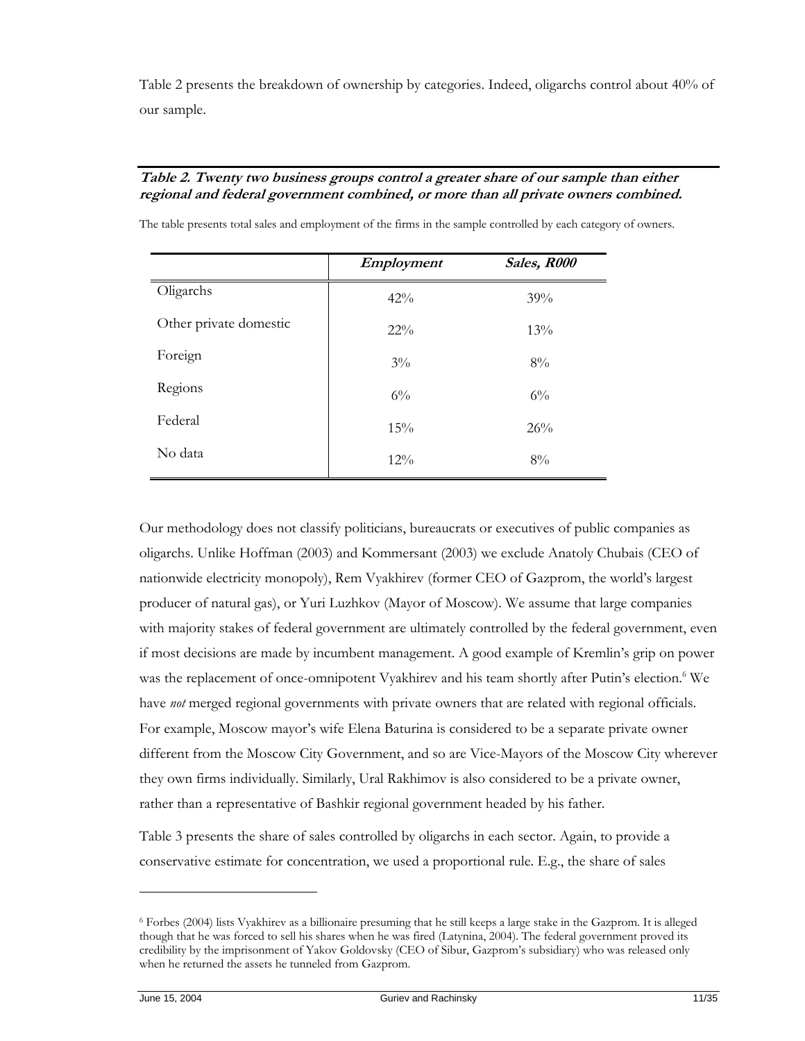Table 2 presents the breakdown of ownership by categories. Indeed, oligarchs control about 40% of our sample.

***Table 2. Twenty two business groups control a greater share of our sample than either regional and federal government combined, or more than all private owners combined.***

The table presents total sales and employment of the firms in the sample controlled by each category of owners.

| | *Employment* | *Sales, R000* |
|---|---|---|
| Oligarchs | 42% | 39% |
| Other private domestic | 22% | 13% |
| Foreign | 3% | 8% |
| Regions | 6% | 6% |
| Federal | 15% | 26% |
| No data | 12% | 8% |

Our methodology does not classify politicians, bureaucrats or executives of public companies as oligarchs. Unlike Hoffman (2003) and Kommersant (2003) we exclude Anatoly Chubais (CEO of nationwide electricity monopoly), Rem Vyakhirev (former CEO of Gazprom, the world's largest producer of natural gas), or Yuri Luzhkov (Mayor of Moscow). We assume that large companies with majority stakes of federal government are ultimately controlled by the federal government, even if most decisions are made by incumbent management. A good example of Kremlin's grip on power was the replacement of once-omnipotent Vyakhirev and his team shortly after Putin's election.[6] We have *not* merged regional governments with private owners that are related with regional officials. For example, Moscow mayor's wife Elena Baturina is considered to be a separate private owner different from the Moscow City Government, and so are Vice-Mayors of the Moscow City wherever they own firms individually. Similarly, Ural Rakhimov is also considered to be a private owner, rather than a representative of Bashkir regional government headed by his father.

Table 3 presents the share of sales controlled by oligarchs in each sector. Again, to provide a conservative estimate for concentration, we used a proportional rule. E.g., the share of sales

[6] Forbes (2004) lists Vyakhirev as a billionaire presuming that he still keeps a large stake in the Gazprom. It is alleged though that he was forced to sell his shares when he was fired (Latynina, 2004). The federal government proved its credibility by the imprisonment of Yakov Goldovsky (CEO of Sibur, Gazprom's subsidiary) who was released only when he returned the assets he tunneled from Gazprom.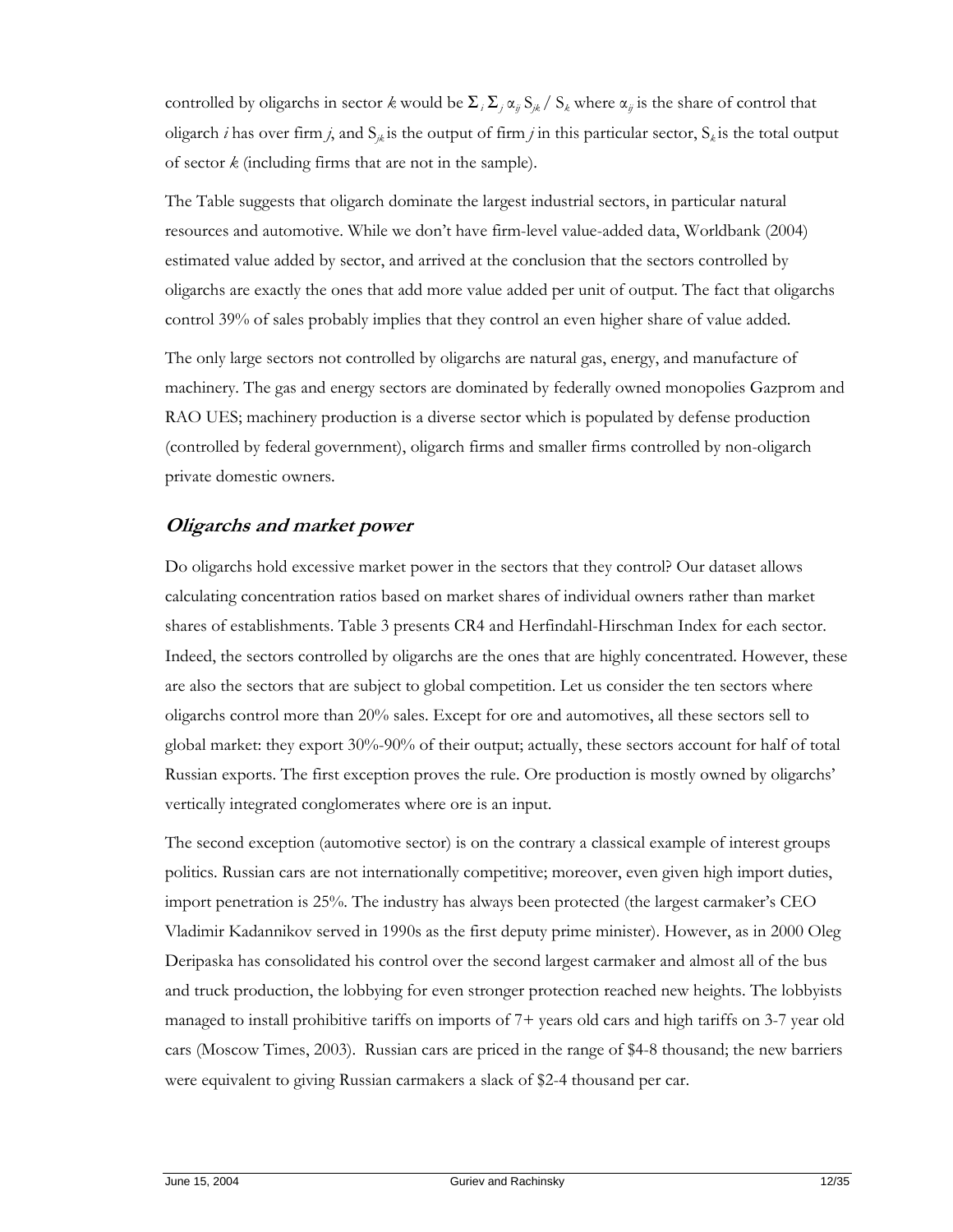controlled by oligarchs in sector $k$ would be $\Sigma_i \Sigma_j \alpha_{ij} S_{jk} / S_k$ where $\alpha_{ij}$ is the share of control that oligarch $i$ has over firm $j$, and $S_{jk}$ is the output of firm $j$ in this particular sector, $S_k$ is the total output of sector $k$ (including firms that are not in the sample).

The Table suggests that oligarch dominate the largest industrial sectors, in particular natural resources and automotive. While we don't have firm-level value-added data, Worldbank (2004) estimated value added by sector, and arrived at the conclusion that the sectors controlled by oligarchs are exactly the ones that add more value added per unit of output. The fact that oligarchs control 39% of sales probably implies that they control an even higher share of value added.

The only large sectors not controlled by oligarchs are natural gas, energy, and manufacture of machinery. The gas and energy sectors are dominated by federally owned monopolies Gazprom and RAO UES; machinery production is a diverse sector which is populated by defense production (controlled by federal government), oligarch firms and smaller firms controlled by non-oligarch private domestic owners.

## *Oligarchs and market power*

Do oligarchs hold excessive market power in the sectors that they control? Our dataset allows calculating concentration ratios based on market shares of individual owners rather than market shares of establishments. Table 3 presents CR4 and Herfindahl-Hirschman Index for each sector. Indeed, the sectors controlled by oligarchs are the ones that are highly concentrated. However, these are also the sectors that are subject to global competition. Let us consider the ten sectors where oligarchs control more than 20% sales. Except for ore and automotives, all these sectors sell to global market: they export 30%-90% of their output; actually, these sectors account for half of total Russian exports. The first exception proves the rule. Ore production is mostly owned by oligarchs' vertically integrated conglomerates where ore is an input.

The second exception (automotive sector) is on the contrary a classical example of interest groups politics. Russian cars are not internationally competitive; moreover, even given high import duties, import penetration is 25%. The industry has always been protected (the largest carmaker's CEO Vladimir Kadannikov served in 1990s as the first deputy prime minister). However, as in 2000 Oleg Deripaska has consolidated his control over the second largest carmaker and almost all of the bus and truck production, the lobbying for even stronger protection reached new heights. The lobbyists managed to install prohibitive tariffs on imports of 7+ years old cars and high tariffs on 3-7 year old cars (Moscow Times, 2003). Russian cars are priced in the range of \$4-8 thousand; the new barriers were equivalent to giving Russian carmakers a slack of \$2-4 thousand per car.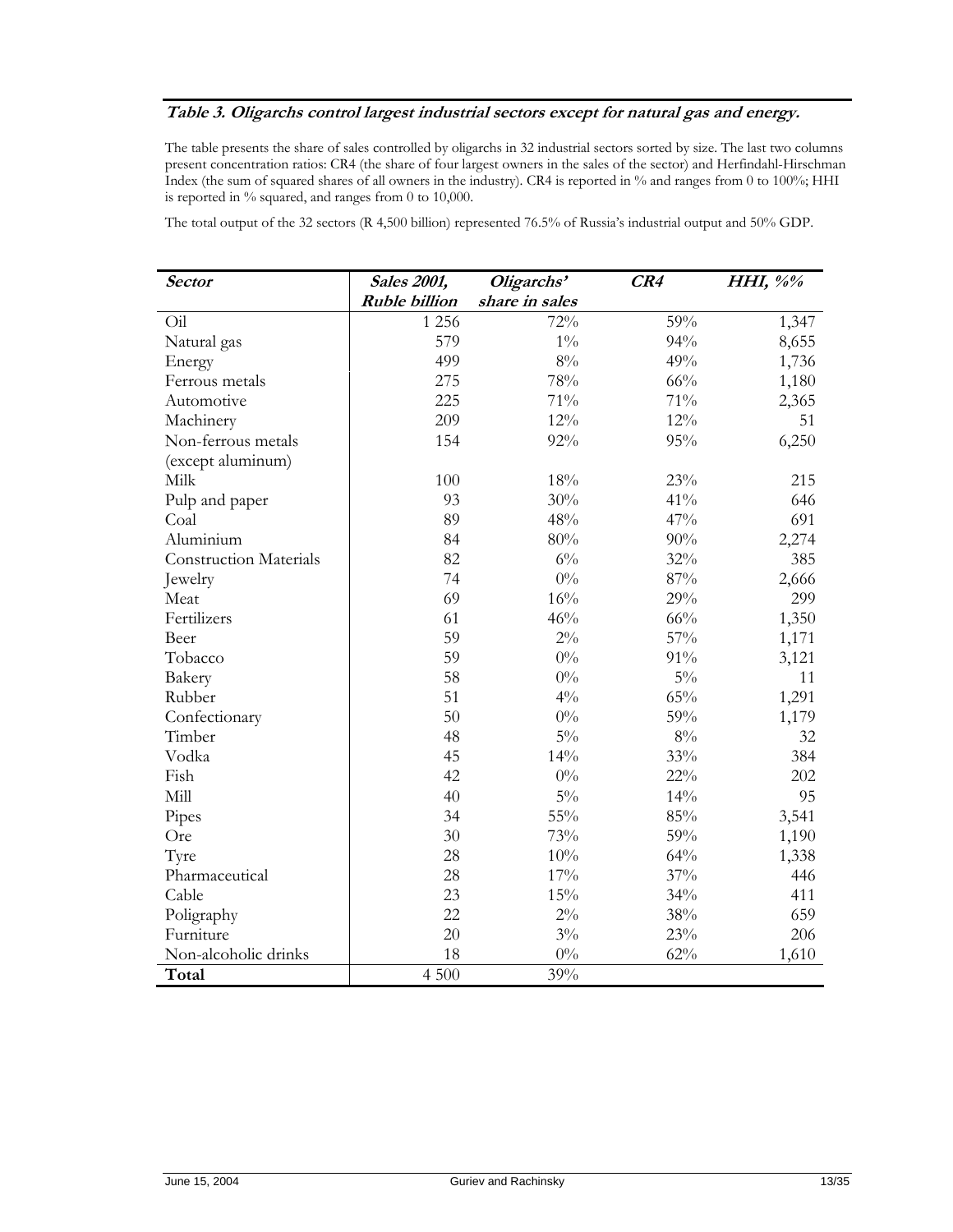**_Table 3. Oligarchs control largest industrial sectors except for natural gas and energy._**

The table presents the share of sales controlled by oligarchs in 32 industrial sectors sorted by size. The last two columns present concentration ratios: CR4 (the share of four largest owners in the sales of the sector) and Herfindahl-Hirschman Index (the sum of squared shares of all owners in the industry). CR4 is reported in % and ranges from 0 to 100%; HHI is reported in % squared, and ranges from 0 to 10,000.

The total output of the 32 sectors (R 4,500 billion) represented 76.5% of Russia's industrial output and 50% GDP.

| *Sector* | *Sales 2001, Ruble billion* | *Oligarchs' share in sales* | *CR4* | *HHI, %%* |
|---|---|---|---|---|
| Oil | 1 256 | 72% | 59% | 1,347 |
| Natural gas | 579 | 1% | 94% | 8,655 |
| Energy | 499 | 8% | 49% | 1,736 |
| Ferrous metals | 275 | 78% | 66% | 1,180 |
| Automotive | 225 | 71% | 71% | 2,365 |
| Machinery | 209 | 12% | 12% | 51 |
| Non-ferrous metals (except aluminum) | 154 | 92% | 95% | 6,250 |
| Milk | 100 | 18% | 23% | 215 |
| Pulp and paper | 93 | 30% | 41% | 646 |
| Coal | 89 | 48% | 47% | 691 |
| Aluminium | 84 | 80% | 90% | 2,274 |
| Construction Materials | 82 | 6% | 32% | 385 |
| Jewelry | 74 | 0% | 87% | 2,666 |
| Meat | 69 | 16% | 29% | 299 |
| Fertilizers | 61 | 46% | 66% | 1,350 |
| Beer | 59 | 2% | 57% | 1,171 |
| Tobacco | 59 | 0% | 91% | 3,121 |
| Bakery | 58 | 0% | 5% | 11 |
| Rubber | 51 | 4% | 65% | 1,291 |
| Confectionary | 50 | 0% | 59% | 1,179 |
| Timber | 48 | 5% | 8% | 32 |
| Vodka | 45 | 14% | 33% | 384 |
| Fish | 42 | 0% | 22% | 202 |
| Mill | 40 | 5% | 14% | 95 |
| Pipes | 34 | 55% | 85% | 3,541 |
| Ore | 30 | 73% | 59% | 1,190 |
| Tyre | 28 | 10% | 64% | 1,338 |
| Pharmaceutical | 28 | 17% | 37% | 446 |
| Cable | 23 | 15% | 34% | 411 |
| Poligraphy | 22 | 2% | 38% | 659 |
| Furniture | 20 | 3% | 23% | 206 |
| Non-alcoholic drinks | 18 | 0% | 62% | 1,610 |
| **Total** | 4 500 | 39% | | |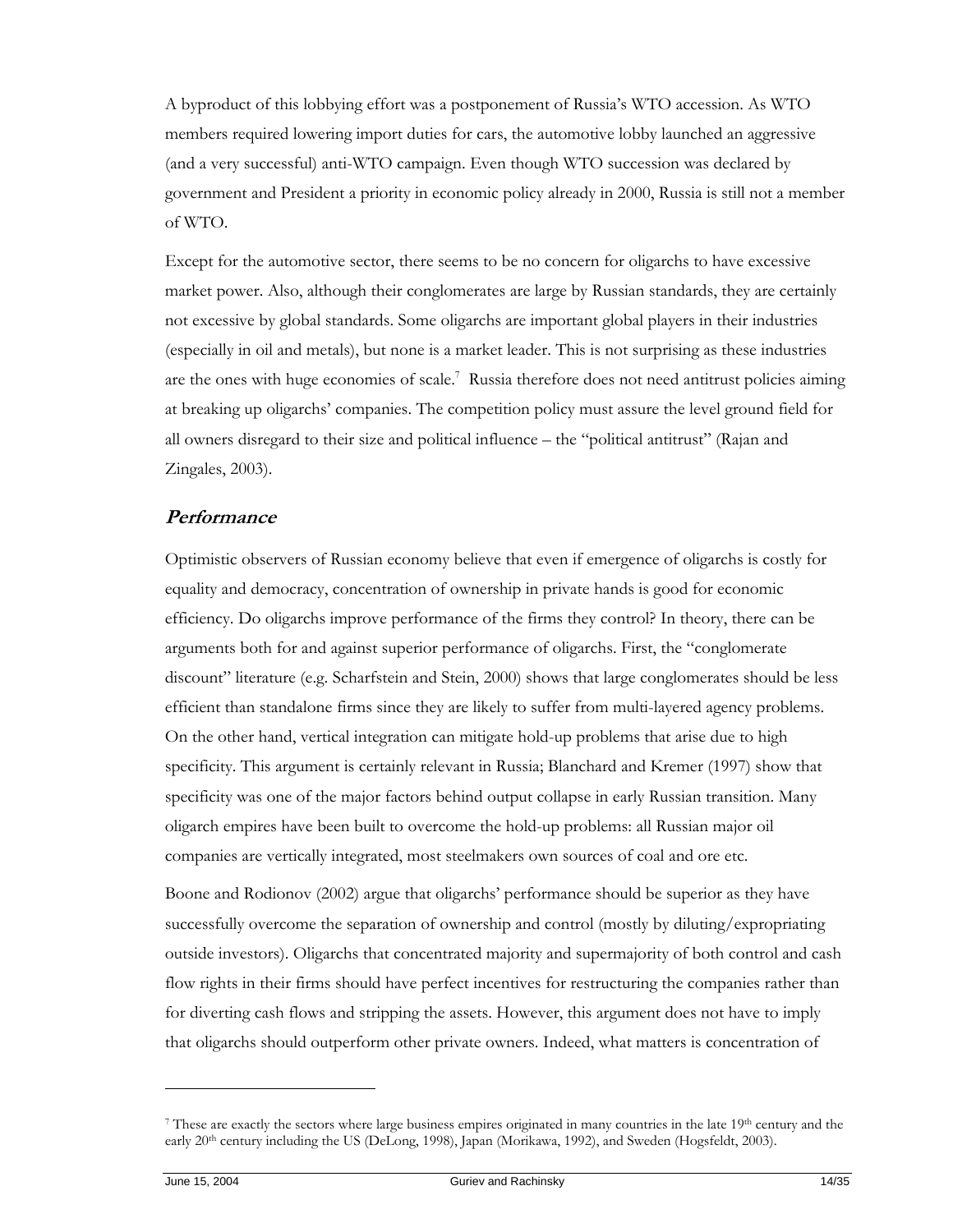A byproduct of this lobbying effort was a postponement of Russia's WTO accession. As WTO members required lowering import duties for cars, the automotive lobby launched an aggressive (and a very successful) anti-WTO campaign. Even though WTO succession was declared by government and President a priority in economic policy already in 2000, Russia is still not a member of WTO.

Except for the automotive sector, there seems to be no concern for oligarchs to have excessive market power. Also, although their conglomerates are large by Russian standards, they are certainly not excessive by global standards. Some oligarchs are important global players in their industries (especially in oil and metals), but none is a market leader. This is not surprising as these industries are the ones with huge economies of scale.[7] Russia therefore does not need antitrust policies aiming at breaking up oligarchs' companies. The competition policy must assure the level ground field for all owners disregard to their size and political influence – the "political antitrust" (Rajan and Zingales, 2003).

## *Performance*

Optimistic observers of Russian economy believe that even if emergence of oligarchs is costly for equality and democracy, concentration of ownership in private hands is good for economic efficiency. Do oligarchs improve performance of the firms they control? In theory, there can be arguments both for and against superior performance of oligarchs. First, the "conglomerate discount" literature (e.g. Scharfstein and Stein, 2000) shows that large conglomerates should be less efficient than standalone firms since they are likely to suffer from multi-layered agency problems. On the other hand, vertical integration can mitigate hold-up problems that arise due to high specificity. This argument is certainly relevant in Russia; Blanchard and Kremer (1997) show that specificity was one of the major factors behind output collapse in early Russian transition. Many oligarch empires have been built to overcome the hold-up problems: all Russian major oil companies are vertically integrated, most steelmakers own sources of coal and ore etc.

Boone and Rodionov (2002) argue that oligarchs' performance should be superior as they have successfully overcome the separation of ownership and control (mostly by diluting/expropriating outside investors). Oligarchs that concentrated majority and supermajority of both control and cash flow rights in their firms should have perfect incentives for restructuring the companies rather than for diverting cash flows and stripping the assets. However, this argument does not have to imply that oligarchs should outperform other private owners. Indeed, what matters is concentration of

---

[7] These are exactly the sectors where large business empires originated in many countries in the late 19th century and the early 20th century including the US (DeLong, 1998), Japan (Morikawa, 1992), and Sweden (Hogsfeldt, 2003).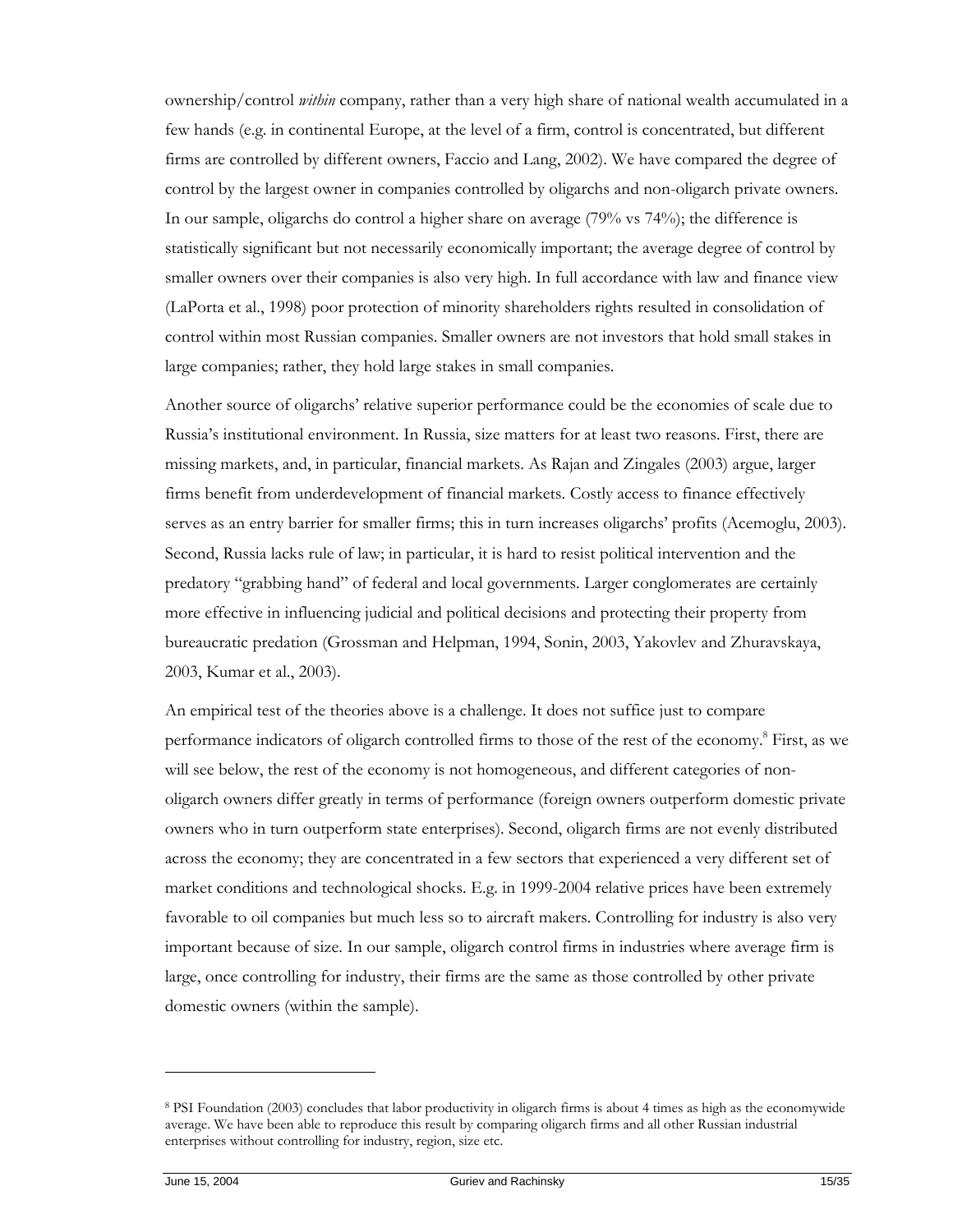ownership/control *within* company, rather than a very high share of national wealth accumulated in a few hands (e.g. in continental Europe, at the level of a firm, control is concentrated, but different firms are controlled by different owners, Faccio and Lang, 2002). We have compared the degree of control by the largest owner in companies controlled by oligarchs and non-oligarch private owners. In our sample, oligarchs do control a higher share on average (79% vs 74%); the difference is statistically significant but not necessarily economically important; the average degree of control by smaller owners over their companies is also very high. In full accordance with law and finance view (LaPorta et al., 1998) poor protection of minority shareholders rights resulted in consolidation of control within most Russian companies. Smaller owners are not investors that hold small stakes in large companies; rather, they hold large stakes in small companies.

Another source of oligarchs' relative superior performance could be the economies of scale due to Russia's institutional environment. In Russia, size matters for at least two reasons. First, there are missing markets, and, in particular, financial markets. As Rajan and Zingales (2003) argue, larger firms benefit from underdevelopment of financial markets. Costly access to finance effectively serves as an entry barrier for smaller firms; this in turn increases oligarchs' profits (Acemoglu, 2003). Second, Russia lacks rule of law; in particular, it is hard to resist political intervention and the predatory "grabbing hand" of federal and local governments. Larger conglomerates are certainly more effective in influencing judicial and political decisions and protecting their property from bureaucratic predation (Grossman and Helpman, 1994, Sonin, 2003, Yakovlev and Zhuravskaya, 2003, Kumar et al., 2003).

An empirical test of the theories above is a challenge. It does not suffice just to compare performance indicators of oligarch controlled firms to those of the rest of the economy.[8] First, as we will see below, the rest of the economy is not homogeneous, and different categories of non-oligarch owners differ greatly in terms of performance (foreign owners outperform domestic private owners who in turn outperform state enterprises). Second, oligarch firms are not evenly distributed across the economy; they are concentrated in a few sectors that experienced a very different set of market conditions and technological shocks. E.g. in 1999-2004 relative prices have been extremely favorable to oil companies but much less so to aircraft makers. Controlling for industry is also very important because of size. In our sample, oligarch control firms in industries where average firm is large, once controlling for industry, their firms are the same as those controlled by other private domestic owners (within the sample).

---

[8] PSI Foundation (2003) concludes that labor productivity in oligarch firms is about 4 times as high as the economywide average. We have been able to reproduce this result by comparing oligarch firms and all other Russian industrial enterprises without controlling for industry, region, size etc.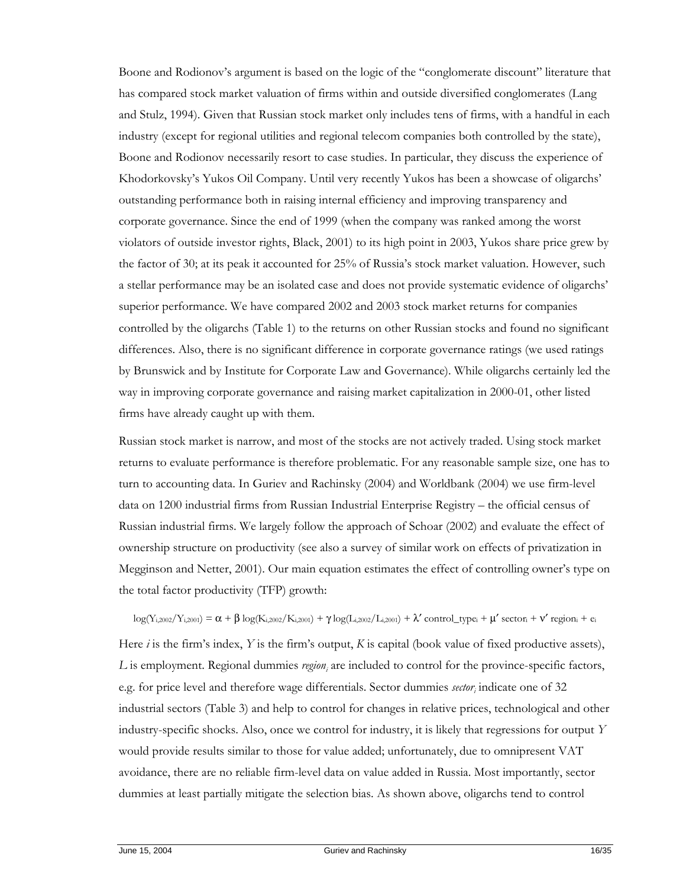Boone and Rodionov's argument is based on the logic of the "conglomerate discount" literature that has compared stock market valuation of firms within and outside diversified conglomerates (Lang and Stulz, 1994). Given that Russian stock market only includes tens of firms, with a handful in each industry (except for regional utilities and regional telecom companies both controlled by the state), Boone and Rodionov necessarily resort to case studies. In particular, they discuss the experience of Khodorkovsky's Yukos Oil Company. Until very recently Yukos has been a showcase of oligarchs' outstanding performance both in raising internal efficiency and improving transparency and corporate governance. Since the end of 1999 (when the company was ranked among the worst violators of outside investor rights, Black, 2001) to its high point in 2003, Yukos share price grew by the factor of 30; at its peak it accounted for 25% of Russia's stock market valuation. However, such a stellar performance may be an isolated case and does not provide systematic evidence of oligarchs' superior performance. We have compared 2002 and 2003 stock market returns for companies controlled by the oligarchs (Table 1) to the returns on other Russian stocks and found no significant differences. Also, there is no significant difference in corporate governance ratings (we used ratings by Brunswick and by Institute for Corporate Law and Governance). While oligarchs certainly led the way in improving corporate governance and raising market capitalization in 2000-01, other listed firms have already caught up with them.

Russian stock market is narrow, and most of the stocks are not actively traded. Using stock market returns to evaluate performance is therefore problematic. For any reasonable sample size, one has to turn to accounting data. In Guriev and Rachinsky (2004) and Worldbank (2004) we use firm-level data on 1200 industrial firms from Russian Industrial Enterprise Registry – the official census of Russian industrial firms. We largely follow the approach of Schoar (2002) and evaluate the effect of ownership structure on productivity (see also a survey of similar work on effects of privatization in Megginson and Netter, 2001). Our main equation estimates the effect of controlling owner's type on the total factor productivity (TFP) growth:

$$\log(Y_{i,2002}/Y_{i,2001}) = \alpha + \beta \log(K_{i,2002}/K_{i,2001}) + \gamma \log(L_{i,2002}/L_{i,2001}) + \lambda' \text{ control\_type}_i + \mu' \text{ sector}_i + \nu' \text{ region}_i + e_i$$

Here $i$ is the firm's index, $Y$ is the firm's output, $K$ is capital (book value of fixed productive assets), $L$ is employment. Regional dummies $region_i$ are included to control for the province-specific factors, e.g. for price level and therefore wage differentials. Sector dummies $sector_i$ indicate one of 32 industrial sectors (Table 3) and help to control for changes in relative prices, technological and other industry-specific shocks. Also, once we control for industry, it is likely that regressions for output $Y$ would provide results similar to those for value added; unfortunately, due to omnipresent VAT avoidance, there are no reliable firm-level data on value added in Russia. Most importantly, sector dummies at least partially mitigate the selection bias. As shown above, oligarchs tend to control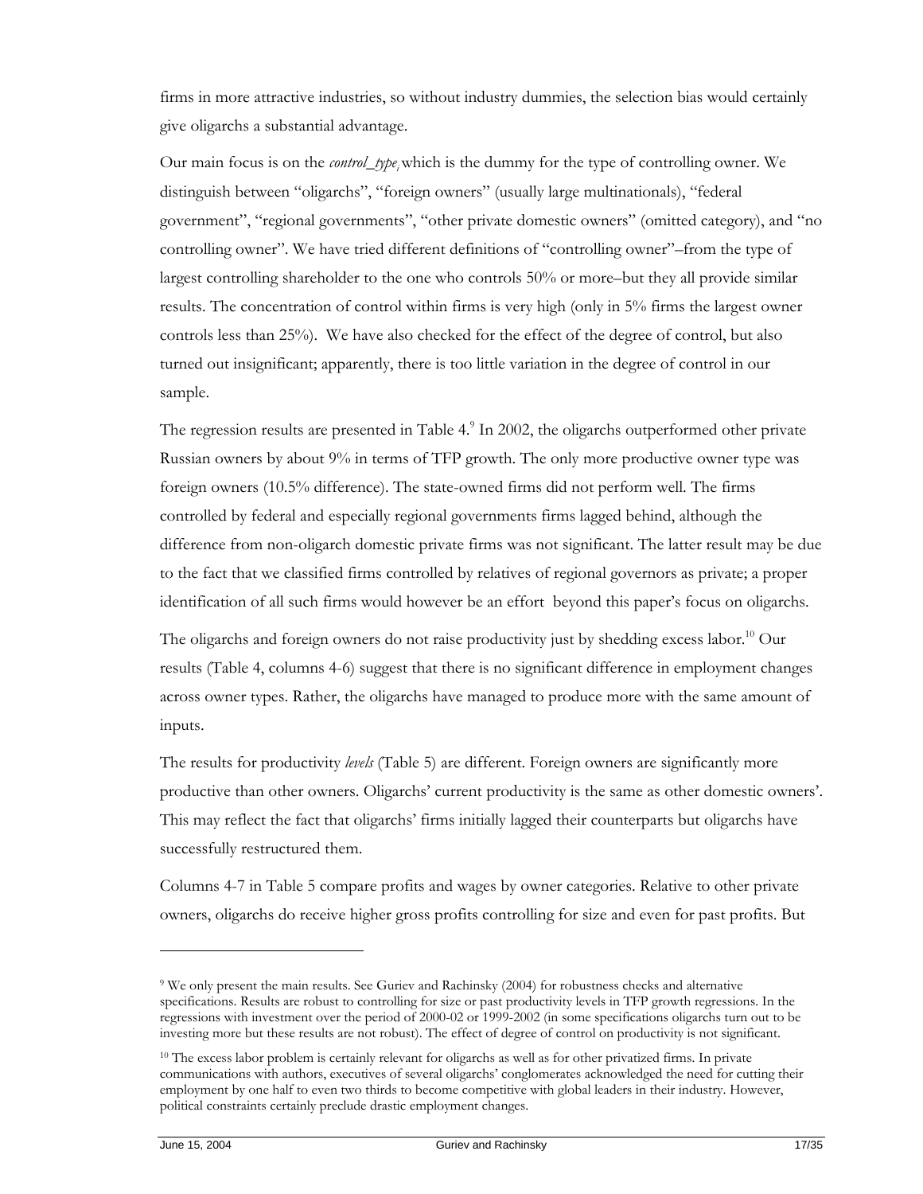firms in more attractive industries, so without industry dummies, the selection bias would certainly give oligarchs a substantial advantage.

Our main focus is on the $control\_type_i$ which is the dummy for the type of controlling owner. We distinguish between "oligarchs", "foreign owners" (usually large multinationals), "federal government", "regional governments", "other private domestic owners" (omitted category), and "no controlling owner". We have tried different definitions of "controlling owner"–from the type of largest controlling shareholder to the one who controls 50% or more–but they all provide similar results. The concentration of control within firms is very high (only in 5% firms the largest owner controls less than 25%). We have also checked for the effect of the degree of control, but also turned out insignificant; apparently, there is too little variation in the degree of control in our sample.

The regression results are presented in Table 4.[9] In 2002, the oligarchs outperformed other private Russian owners by about 9% in terms of TFP growth. The only more productive owner type was foreign owners (10.5% difference). The state-owned firms did not perform well. The firms controlled by federal and especially regional governments firms lagged behind, although the difference from non-oligarch domestic private firms was not significant. The latter result may be due to the fact that we classified firms controlled by relatives of regional governors as private; a proper identification of all such firms would however be an effort beyond this paper's focus on oligarchs.

The oligarchs and foreign owners do not raise productivity just by shedding excess labor.[10] Our results (Table 4, columns 4-6) suggest that there is no significant difference in employment changes across owner types. Rather, the oligarchs have managed to produce more with the same amount of inputs.

The results for productivity *levels* (Table 5) are different. Foreign owners are significantly more productive than other owners. Oligarchs' current productivity is the same as other domestic owners'. This may reflect the fact that oligarchs' firms initially lagged their counterparts but oligarchs have successfully restructured them.

Columns 4-7 in Table 5 compare profits and wages by owner categories. Relative to other private owners, oligarchs do receive higher gross profits controlling for size and even for past profits. But

---

[9] We only present the main results. See Guriev and Rachinsky (2004) for robustness checks and alternative specifications. Results are robust to controlling for size or past productivity levels in TFP growth regressions. In the regressions with investment over the period of 2000-02 or 1999-2002 (in some specifications oligarchs turn out to be investing more but these results are not robust). The effect of degree of control on productivity is not significant.

[10] The excess labor problem is certainly relevant for oligarchs as well as for other privatized firms. In private communications with authors, executives of several oligarchs' conglomerates acknowledged the need for cutting their employment by one half to even two thirds to become competitive with global leaders in their industry. However, political constraints certainly preclude drastic employment changes.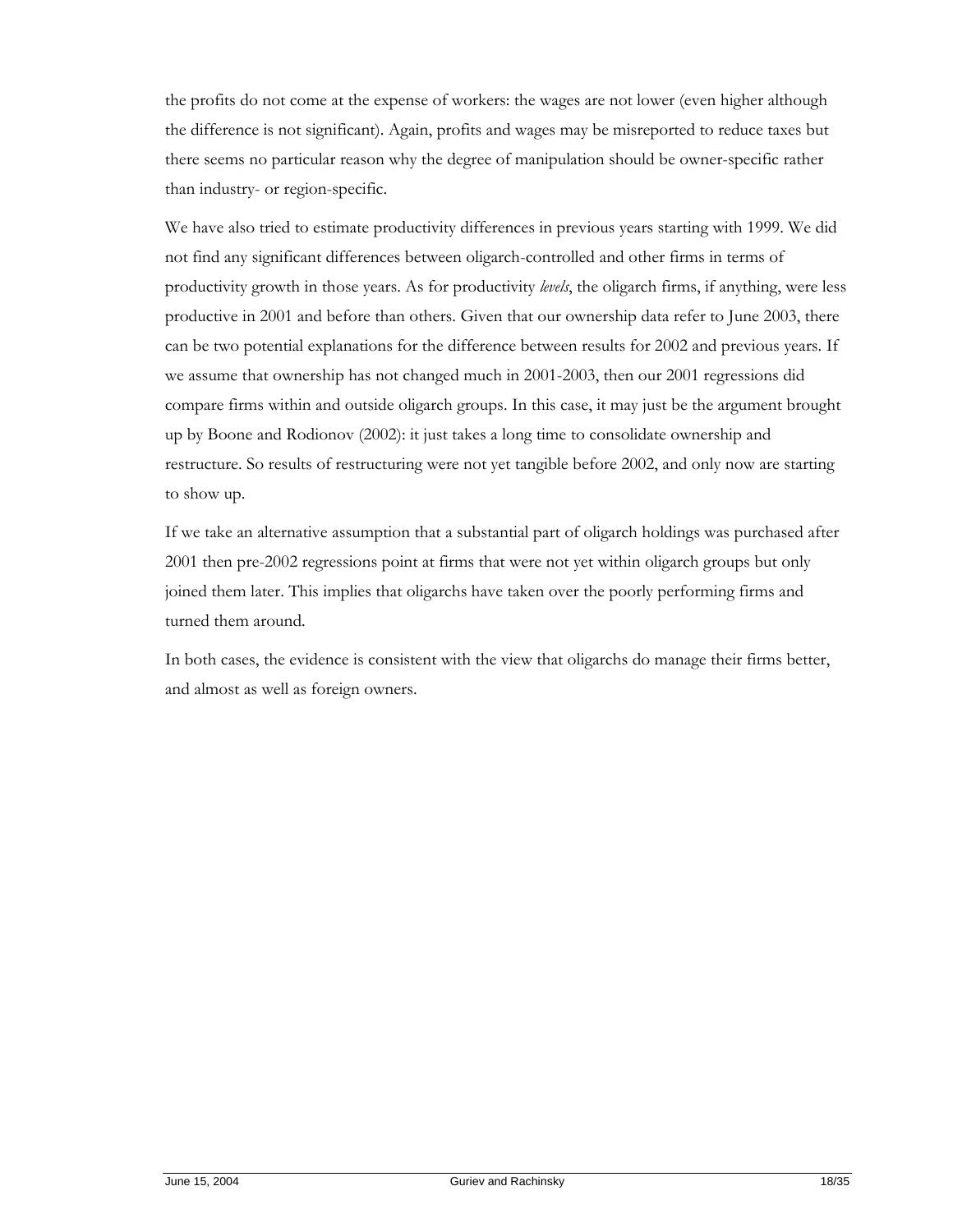the profits do not come at the expense of workers: the wages are not lower (even higher although the difference is not significant). Again, profits and wages may be misreported to reduce taxes but there seems no particular reason why the degree of manipulation should be owner-specific rather than industry- or region-specific.

We have also tried to estimate productivity differences in previous years starting with 1999. We did not find any significant differences between oligarch-controlled and other firms in terms of productivity growth in those years. As for productivity *levels*, the oligarch firms, if anything, were less productive in 2001 and before than others. Given that our ownership data refer to June 2003, there can be two potential explanations for the difference between results for 2002 and previous years. If we assume that ownership has not changed much in 2001-2003, then our 2001 regressions did compare firms within and outside oligarch groups. In this case, it may just be the argument brought up by Boone and Rodionov (2002): it just takes a long time to consolidate ownership and restructure. So results of restructuring were not yet tangible before 2002, and only now are starting to show up.

If we take an alternative assumption that a substantial part of oligarch holdings was purchased after 2001 then pre-2002 regressions point at firms that were not yet within oligarch groups but only joined them later. This implies that oligarchs have taken over the poorly performing firms and turned them around.

In both cases, the evidence is consistent with the view that oligarchs do manage their firms better, and almost as well as foreign owners.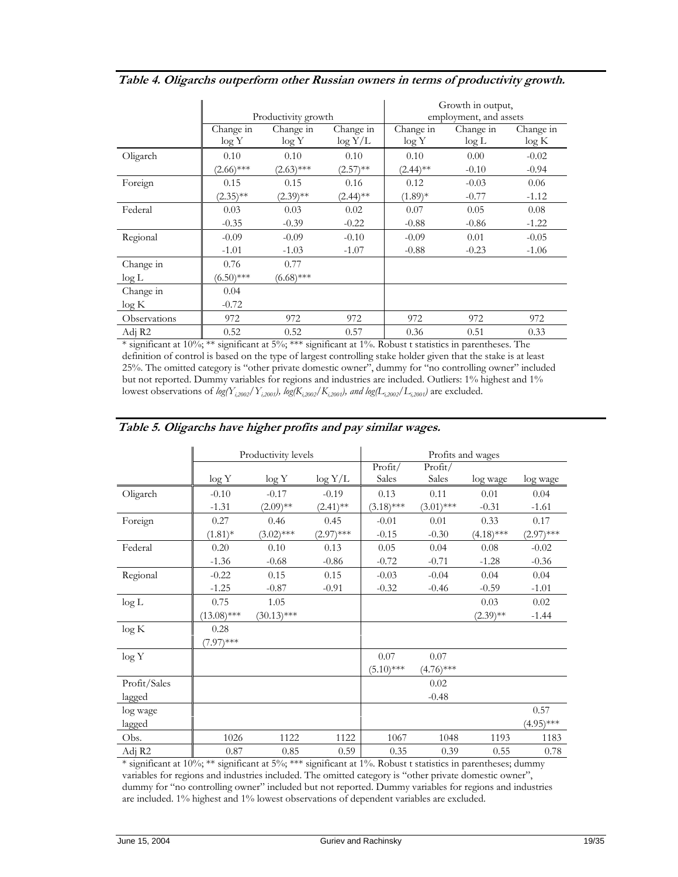**Table 4. Oligarchs outperform other Russian owners in terms of productivity growth.**

| | Productivity growth | | | Growth in output, employment, and assets | | |
|---|---|---|---|---|---|---|
| | Change in log Y | Change in log Y | Change in log Y/L | Change in log Y | Change in log L | Change in log K |
| Oligarch | 0.10 | 0.10 | 0.10 | 0.10 | 0.00 | -0.02 |
| | (2.66)*** | (2.63)*** | (2.57)** | (2.44)** | -0.10 | -0.94 |
| Foreign | 0.15 | 0.15 | 0.16 | 0.12 | -0.03 | 0.06 |
| | (2.35)** | (2.39)** | (2.44)** | (1.89)* | -0.77 | -1.12 |
| Federal | 0.03 | 0.03 | 0.02 | 0.07 | 0.05 | 0.08 |
| | -0.35 | -0.39 | -0.22 | -0.88 | -0.86 | -1.22 |
| Regional | -0.09 | -0.09 | -0.10 | -0.09 | 0.01 | -0.05 |
| | -1.01 | -1.03 | -1.07 | -0.88 | -0.23 | -1.06 |
| Change in log L | 0.76 | 0.77 | | | | |
| | (6.50)*** | (6.68)*** | | | | |
| Change in log K | 0.04 | | | | | |
| | -0.72 | | | | | |
| Observations | 972 | 972 | 972 | 972 | 972 | 972 |
| Adj R2 | 0.52 | 0.52 | 0.57 | 0.36 | 0.51 | 0.33 |

\* significant at 10%; ** significant at 5%; *** significant at 1%. Robust t statistics in parentheses. The definition of control is based on the type of largest controlling stake holder given that the stake is at least 25%. The omitted category is "other private domestic owner", dummy for "no controlling owner" included but not reported. Dummy variables for regions and industries are included. Outliers: 1% highest and 1% lowest observations of $log(Y_{i,2002}/Y_{i,2001})$, $log(K_{i,2002}/K_{i,2001})$, and $log(L_{i,2002}/L_{i,2001})$ are excluded.

**Table 5. Oligarchs have higher profits and pay similar wages.**

| | Productivity levels | | | Profits and wages | | | |
|---|---|---|---|---|---|---|---|
| | log Y | log Y | log Y/L | Profit/ Sales | Profit/ Sales | log wage | log wage |
| Oligarch | -0.10 | -0.17 | -0.19 | 0.13 | 0.11 | 0.01 | 0.04 |
| | -1.31 | (2.09)** | (2.41)** | (3.18)*** | (3.01)*** | -0.31 | -1.61 |
| Foreign | 0.27 | 0.46 | 0.45 | -0.01 | 0.01 | 0.33 | 0.17 |
| | (1.81)* | (3.02)*** | (2.97)*** | -0.15 | -0.30 | (4.18)*** | (2.97)*** |
| Federal | 0.20 | 0.10 | 0.13 | 0.05 | 0.04 | 0.08 | -0.02 |
| | -1.36 | -0.68 | -0.86 | -0.72 | -0.71 | -1.28 | -0.36 |
| Regional | -0.22 | 0.15 | 0.15 | -0.03 | -0.04 | 0.04 | 0.04 |
| | -1.25 | -0.87 | -0.91 | -0.32 | -0.46 | -0.59 | -1.01 |
| log L | 0.75 | 1.05 | | | | 0.03 | 0.02 |
| | (13.08)*** | (30.13)*** | | | | (2.39)** | -1.44 |
| log K | 0.28 | | | | | | |
| | (7.97)*** | | | | | | |
| log Y | | | | 0.07 | 0.07 | | |
| | | | | (5.10)*** | (4.76)*** | | |
| Profit/Sales lagged | | | | | 0.02 | | |
| | | | | | -0.48 | | |
| log wage lagged | | | | | | | 0.57 |
| | | | | | | | (4.95)*** |
| Obs. | 1026 | 1122 | 1122 | 1067 | 1048 | 1193 | 1183 |
| Adj R2 | 0.87 | 0.85 | 0.59 | 0.35 | 0.39 | 0.55 | 0.78 |

\* significant at 10%; ** significant at 5%; *** significant at 1%. Robust t statistics in parentheses; dummy variables for regions and industries included. The omitted category is "other private domestic owner", dummy for "no controlling owner" included but not reported. Dummy variables for regions and industries are included. 1% highest and 1% lowest observations of dependent variables are excluded.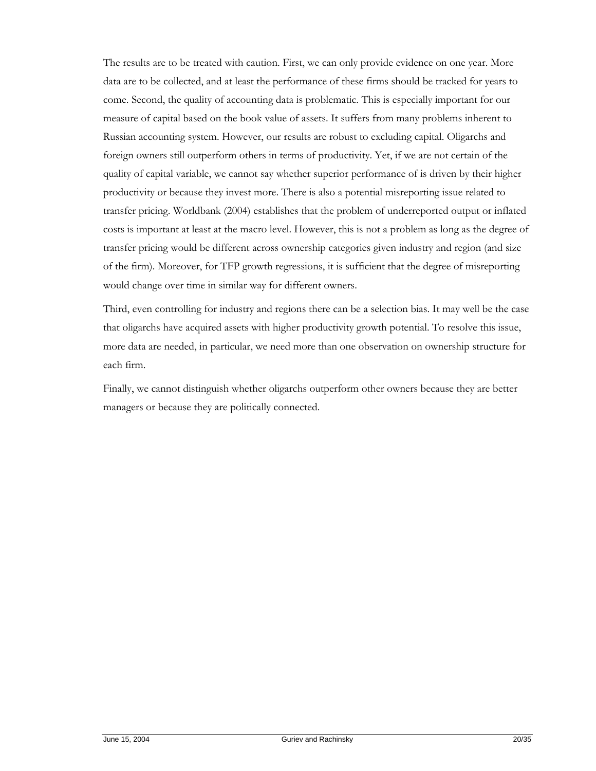The results are to be treated with caution. First, we can only provide evidence on one year. More data are to be collected, and at least the performance of these firms should be tracked for years to come. Second, the quality of accounting data is problematic. This is especially important for our measure of capital based on the book value of assets. It suffers from many problems inherent to Russian accounting system. However, our results are robust to excluding capital. Oligarchs and foreign owners still outperform others in terms of productivity. Yet, if we are not certain of the quality of capital variable, we cannot say whether superior performance of is driven by their higher productivity or because they invest more. There is also a potential misreporting issue related to transfer pricing. Worldbank (2004) establishes that the problem of underreported output or inflated costs is important at least at the macro level. However, this is not a problem as long as the degree of transfer pricing would be different across ownership categories given industry and region (and size of the firm). Moreover, for TFP growth regressions, it is sufficient that the degree of misreporting would change over time in similar way for different owners.

Third, even controlling for industry and regions there can be a selection bias. It may well be the case that oligarchs have acquired assets with higher productivity growth potential. To resolve this issue, more data are needed, in particular, we need more than one observation on ownership structure for each firm.

Finally, we cannot distinguish whether oligarchs outperform other owners because they are better managers or because they are politically connected.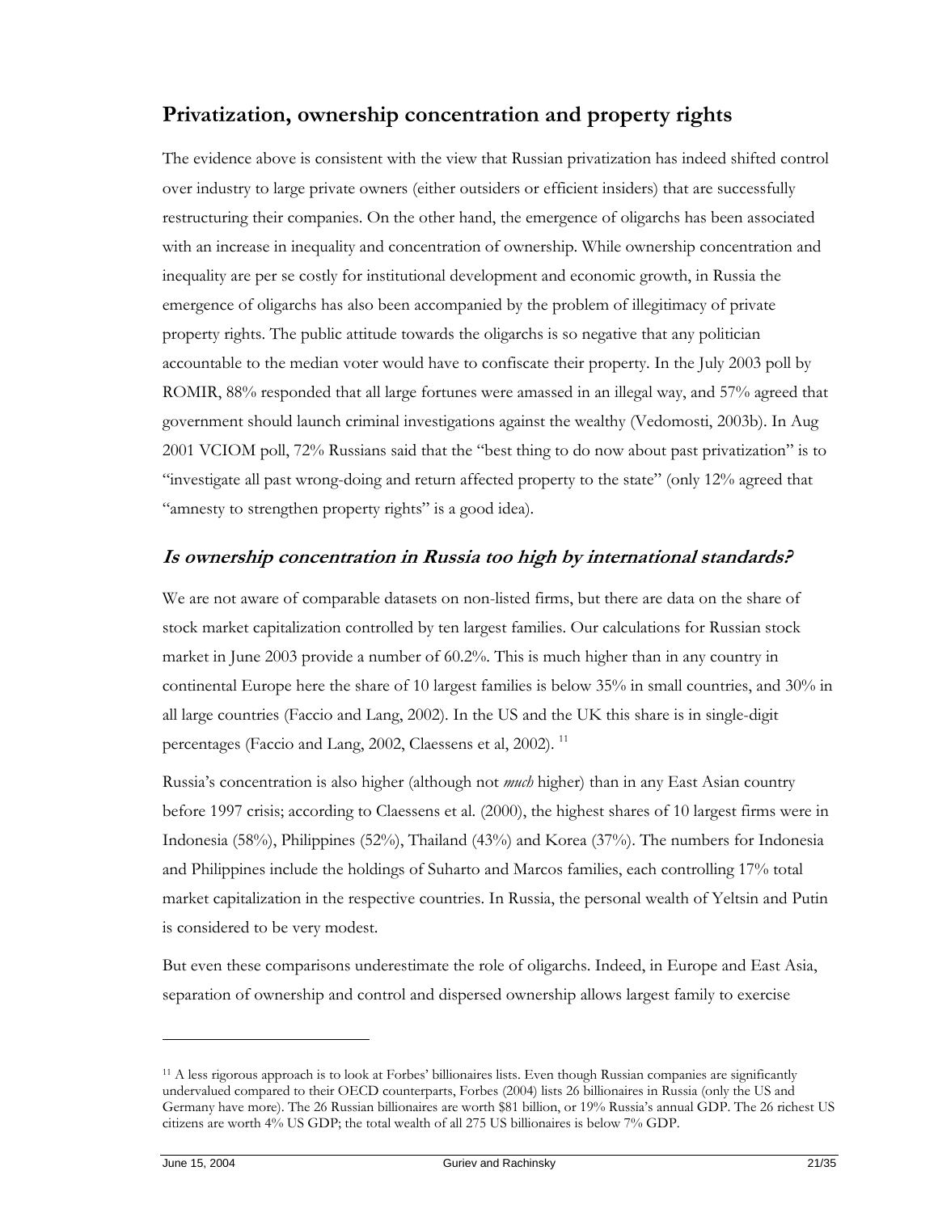## Privatization, ownership concentration and property rights

The evidence above is consistent with the view that Russian privatization has indeed shifted control over industry to large private owners (either outsiders or efficient insiders) that are successfully restructuring their companies. On the other hand, the emergence of oligarchs has been associated with an increase in inequality and concentration of ownership. While ownership concentration and inequality are per se costly for institutional development and economic growth, in Russia the emergence of oligarchs has also been accompanied by the problem of illegitimacy of private property rights. The public attitude towards the oligarchs is so negative that any politician accountable to the median voter would have to confiscate their property. In the July 2003 poll by ROMIR, 88% responded that all large fortunes were amassed in an illegal way, and 57% agreed that government should launch criminal investigations against the wealthy (Vedomosti, 2003b). In Aug 2001 VCIOM poll, 72% Russians said that the "best thing to do now about past privatization" is to "investigate all past wrong-doing and return affected property to the state" (only 12% agreed that "amnesty to strengthen property rights" is a good idea).

### *Is ownership concentration in Russia too high by international standards?*

We are not aware of comparable datasets on non-listed firms, but there are data on the share of stock market capitalization controlled by ten largest families. Our calculations for Russian stock market in June 2003 provide a number of 60.2%. This is much higher than in any country in continental Europe here the share of 10 largest families is below 35% in small countries, and 30% in all large countries (Faccio and Lang, 2002). In the US and the UK this share is in single-digit percentages (Faccio and Lang, 2002, Claessens et al, 2002). [11]

Russia's concentration is also higher (although not *much* higher) than in any East Asian country before 1997 crisis; according to Claessens et al. (2000), the highest shares of 10 largest firms were in Indonesia (58%), Philippines (52%), Thailand (43%) and Korea (37%). The numbers for Indonesia and Philippines include the holdings of Suharto and Marcos families, each controlling 17% total market capitalization in the respective countries. In Russia, the personal wealth of Yeltsin and Putin is considered to be very modest.

But even these comparisons underestimate the role of oligarchs. Indeed, in Europe and East Asia, separation of ownership and control and dispersed ownership allows largest family to exercise

[11] A less rigorous approach is to look at Forbes' billionaires lists. Even though Russian companies are significantly undervalued compared to their OECD counterparts, Forbes (2004) lists 26 billionaires in Russia (only the US and Germany have more). The 26 Russian billionaires are worth $81 billion, or 19% Russia's annual GDP. The 26 richest US citizens are worth 4% US GDP; the total wealth of all 275 US billionaires is below 7% GDP.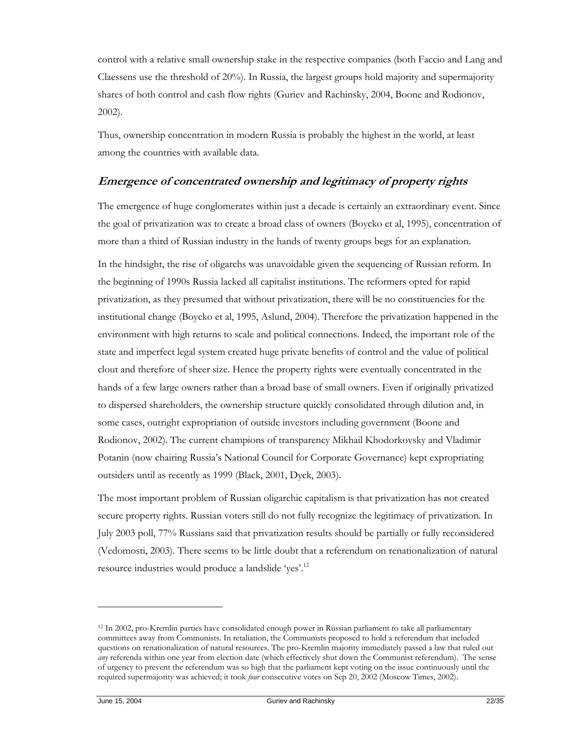control with a relative small ownership stake in the respective companies (both Faccio and Lang and Claessens use the threshold of 20%). In Russia, the largest groups hold majority and supermajority shares of both control and cash flow rights (Guriev and Rachinsky, 2004, Boone and Rodionov, 2002).

Thus, ownership concentration in modern Russia is probably the highest in the world, at least among the countries with available data.

## *Emergence of concentrated ownership and legitimacy of property rights*

The emergence of huge conglomerates within just a decade is certainly an extraordinary event. Since the goal of privatization was to create a broad class of owners (Boycko et al, 1995), concentration of more than a third of Russian industry in the hands of twenty groups begs for an explanation.

In the hindsight, the rise of oligarchs was unavoidable given the sequencing of Russian reform. In the beginning of 1990s Russia lacked all capitalist institutions. The reformers opted for rapid privatization, as they presumed that without privatization, there will be no constituencies for the institutional change (Boycko et al, 1995, Aslund, 2004). Therefore the privatization happened in the environment with high returns to scale and political connections. Indeed, the important role of the state and imperfect legal system created huge private benefits of control and the value of political clout and therefore of sheer size. Hence the property rights were eventually concentrated in the hands of a few large owners rather than a broad base of small owners. Even if originally privatized to dispersed shareholders, the ownership structure quickly consolidated through dilution and, in some cases, outright expropriation of outside investors including government (Boone and Rodionov, 2002). The current champions of transparency Mikhail Khodorkovsky and Vladimir Potanin (now chairing Russia's National Council for Corporate Governance) kept expropriating outsiders until as recently as 1999 (Black, 2001, Dyck, 2003).

The most important problem of Russian oligarchic capitalism is that privatization has not created secure property rights. Russian voters still do not fully recognize the legitimacy of privatization. In July 2003 poll, 77% Russians said that privatization results should be partially or fully reconsidered (Vedomosti, 2003). There seems to be little doubt that a referendum on renationalization of natural resource industries would produce a landslide 'yes'.[12]

---

[12] In 2002, pro-Kremlin parties have consolidated enough power in Russian parliament to take all parliamentary committees away from Communists. In retaliation, the Communists proposed to hold a referendum that included questions on renationalization of natural resources. The pro-Kremlin majority immediately passed a law that ruled out *any* referenda within one year from election date (which effectively shut down the Communist referendum). The sense of urgency to prevent the referendum was so high that the parliament kept voting on the issue continuously until the required supermajority was achieved; it took *four* consecutive votes on Sep 20, 2002 (Moscow Times, 2002).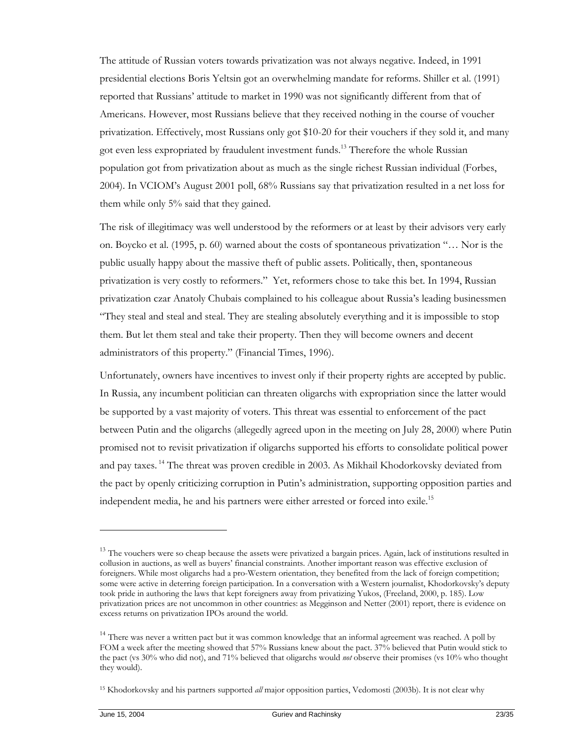The attitude of Russian voters towards privatization was not always negative. Indeed, in 1991 presidential elections Boris Yeltsin got an overwhelming mandate for reforms. Shiller et al. (1991) reported that Russians' attitude to market in 1990 was not significantly different from that of Americans. However, most Russians believe that they received nothing in the course of voucher privatization. Effectively, most Russians only got $10-20 for their vouchers if they sold it, and many got even less expropriated by fraudulent investment funds.[13] Therefore the whole Russian population got from privatization about as much as the single richest Russian individual (Forbes, 2004). In VCIOM's August 2001 poll, 68% Russians say that privatization resulted in a net loss for them while only 5% said that they gained.

The risk of illegitimacy was well understood by the reformers or at least by their advisors very early on. Boycko et al. (1995, p. 60) warned about the costs of spontaneous privatization "… Nor is the public usually happy about the massive theft of public assets. Politically, then, spontaneous privatization is very costly to reformers." Yet, reformers chose to take this bet. In 1994, Russian privatization czar Anatoly Chubais complained to his colleague about Russia's leading businessmen "They steal and steal and steal. They are stealing absolutely everything and it is impossible to stop them. But let them steal and take their property. Then they will become owners and decent administrators of this property." (Financial Times, 1996).

Unfortunately, owners have incentives to invest only if their property rights are accepted by public. In Russia, any incumbent politician can threaten oligarchs with expropriation since the latter would be supported by a vast majority of voters. This threat was essential to enforcement of the pact between Putin and the oligarchs (allegedly agreed upon in the meeting on July 28, 2000) where Putin promised not to revisit privatization if oligarchs supported his efforts to consolidate political power and pay taxes.[14] The threat was proven credible in 2003. As Mikhail Khodorkovsky deviated from the pact by openly criticizing corruption in Putin's administration, supporting opposition parties and independent media, he and his partners were either arrested or forced into exile.[15]

---

[13] The vouchers were so cheap because the assets were privatized a bargain prices. Again, lack of institutions resulted in collusion in auctions, as well as buyers' financial constraints. Another important reason was effective exclusion of foreigners. While most oligarchs had a pro-Western orientation, they benefited from the lack of foreign competition; some were active in deterring foreign participation. In a conversation with a Western journalist, Khodorkovsky's deputy took pride in authoring the laws that kept foreigners away from privatizing Yukos, (Freeland, 2000, p. 185). Low privatization prices are not uncommon in other countries: as Megginson and Netter (2001) report, there is evidence on excess returns on privatization IPOs around the world.

[14] There was never a written pact but it was common knowledge that an informal agreement was reached. A poll by FOM a week after the meeting showed that 57% Russians knew about the pact. 37% believed that Putin would stick to the pact (vs 30% who did not), and 71% believed that oligarchs would *not* observe their promises (vs 10% who thought they would).

[15] Khodorkovsky and his partners supported *all* major opposition parties, Vedomosti (2003b). It is not clear why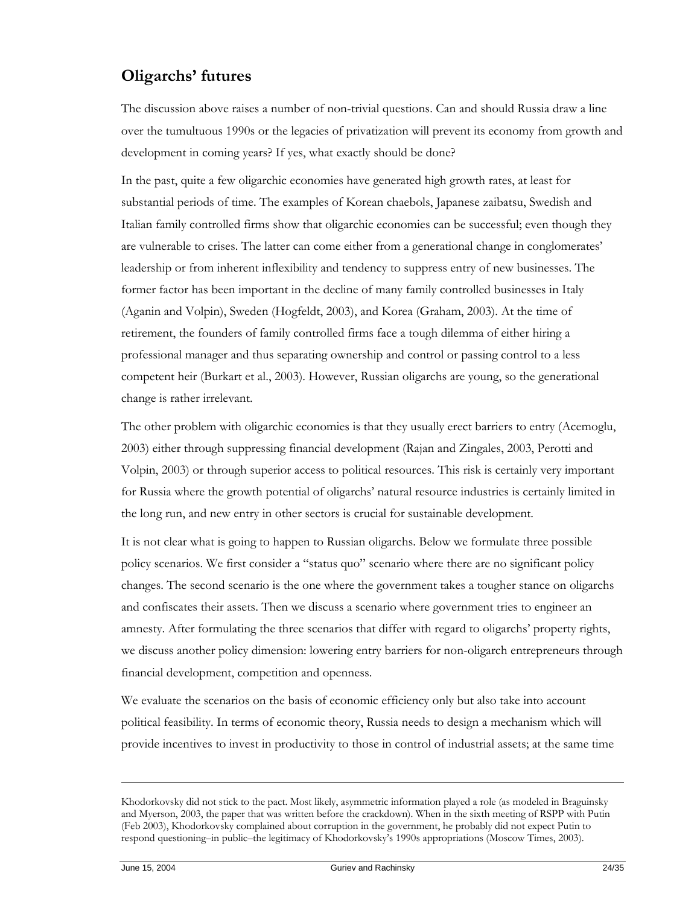## Oligarchs' futures

The discussion above raises a number of non-trivial questions. Can and should Russia draw a line over the tumultuous 1990s or the legacies of privatization will prevent its economy from growth and development in coming years? If yes, what exactly should be done?

In the past, quite a few oligarchic economies have generated high growth rates, at least for substantial periods of time. The examples of Korean chaebols, Japanese zaibatsu, Swedish and Italian family controlled firms show that oligarchic economies can be successful; even though they are vulnerable to crises. The latter can come either from a generational change in conglomerates' leadership or from inherent inflexibility and tendency to suppress entry of new businesses. The former factor has been important in the decline of many family controlled businesses in Italy (Aganin and Volpin), Sweden (Hogfeldt, 2003), and Korea (Graham, 2003). At the time of retirement, the founders of family controlled firms face a tough dilemma of either hiring a professional manager and thus separating ownership and control or passing control to a less competent heir (Burkart et al., 2003). However, Russian oligarchs are young, so the generational change is rather irrelevant.

The other problem with oligarchic economies is that they usually erect barriers to entry (Acemoglu, 2003) either through suppressing financial development (Rajan and Zingales, 2003, Perotti and Volpin, 2003) or through superior access to political resources. This risk is certainly very important for Russia where the growth potential of oligarchs' natural resource industries is certainly limited in the long run, and new entry in other sectors is crucial for sustainable development.

It is not clear what is going to happen to Russian oligarchs. Below we formulate three possible policy scenarios. We first consider a "status quo" scenario where there are no significant policy changes. The second scenario is the one where the government takes a tougher stance on oligarchs and confiscates their assets. Then we discuss a scenario where government tries to engineer an amnesty. After formulating the three scenarios that differ with regard to oligarchs' property rights, we discuss another policy dimension: lowering entry barriers for non-oligarch entrepreneurs through financial development, competition and openness.

We evaluate the scenarios on the basis of economic efficiency only but also take into account political feasibility. In terms of economic theory, Russia needs to design a mechanism which will provide incentives to invest in productivity to those in control of industrial assets; at the same time

---

Khodorkovsky did not stick to the pact. Most likely, asymmetric information played a role (as modeled in Braguinsky and Myerson, 2003, the paper that was written before the crackdown). When in the sixth meeting of RSPP with Putin (Feb 2003), Khodorkovsky complained about corruption in the government, he probably did not expect Putin to respond questioning–in public–the legitimacy of Khodorkovsky's 1990s appropriations (Moscow Times, 2003).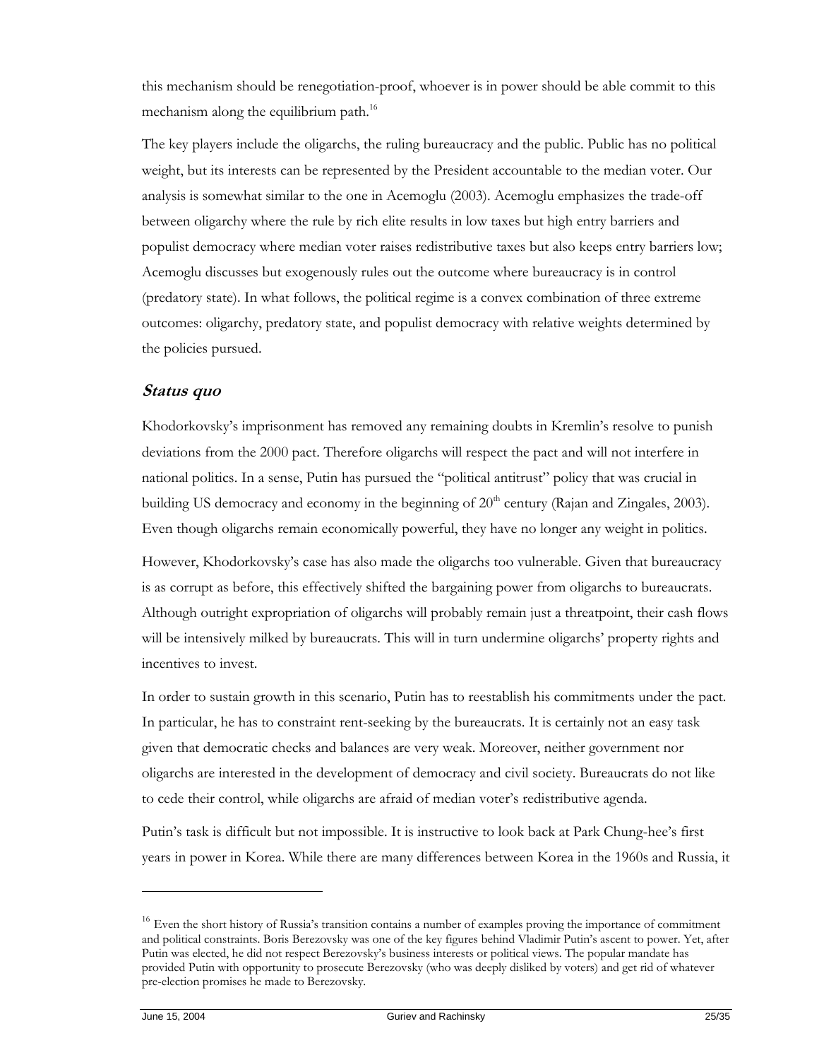this mechanism should be renegotiation-proof, whoever is in power should be able commit to this mechanism along the equilibrium path.[16]

The key players include the oligarchs, the ruling bureaucracy and the public. Public has no political weight, but its interests can be represented by the President accountable to the median voter. Our analysis is somewhat similar to the one in Acemoglu (2003). Acemoglu emphasizes the trade-off between oligarchy where the rule by rich elite results in low taxes but high entry barriers and populist democracy where median voter raises redistributive taxes but also keeps entry barriers low; Acemoglu discusses but exogenously rules out the outcome where bureaucracy is in control (predatory state). In what follows, the political regime is a convex combination of three extreme outcomes: oligarchy, predatory state, and populist democracy with relative weights determined by the policies pursued.

### *Status quo*

Khodorkovsky's imprisonment has removed any remaining doubts in Kremlin's resolve to punish deviations from the 2000 pact. Therefore oligarchs will respect the pact and will not interfere in national politics. In a sense, Putin has pursued the "political antitrust" policy that was crucial in building US democracy and economy in the beginning of 20th century (Rajan and Zingales, 2003). Even though oligarchs remain economically powerful, they have no longer any weight in politics.

However, Khodorkovsky's case has also made the oligarchs too vulnerable. Given that bureaucracy is as corrupt as before, this effectively shifted the bargaining power from oligarchs to bureaucrats. Although outright expropriation of oligarchs will probably remain just a threatpoint, their cash flows will be intensively milked by bureaucrats. This will in turn undermine oligarchs' property rights and incentives to invest.

In order to sustain growth in this scenario, Putin has to reestablish his commitments under the pact. In particular, he has to constraint rent-seeking by the bureaucrats. It is certainly not an easy task given that democratic checks and balances are very weak. Moreover, neither government nor oligarchs are interested in the development of democracy and civil society. Bureaucrats do not like to cede their control, while oligarchs are afraid of median voter's redistributive agenda.

Putin's task is difficult but not impossible. It is instructive to look back at Park Chung-hee's first years in power in Korea. While there are many differences between Korea in the 1960s and Russia, it

---

[16] Even the short history of Russia's transition contains a number of examples proving the importance of commitment and political constraints. Boris Berezovsky was one of the key figures behind Vladimir Putin's ascent to power. Yet, after Putin was elected, he did not respect Berezovsky's business interests or political views. The popular mandate has provided Putin with opportunity to prosecute Berezovsky (who was deeply disliked by voters) and get rid of whatever pre-election promises he made to Berezovsky.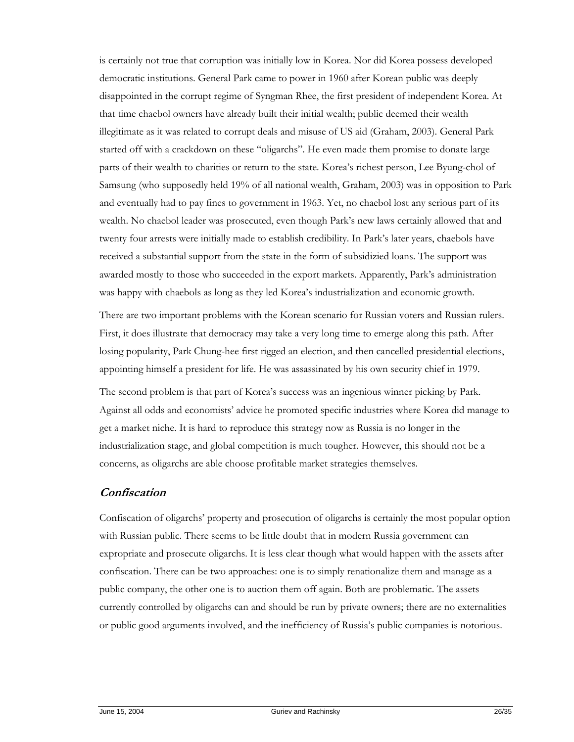is certainly not true that corruption was initially low in Korea. Nor did Korea possess developed democratic institutions. General Park came to power in 1960 after Korean public was deeply disappointed in the corrupt regime of Syngman Rhee, the first president of independent Korea. At that time chaebol owners have already built their initial wealth; public deemed their wealth illegitimate as it was related to corrupt deals and misuse of US aid (Graham, 2003). General Park started off with a crackdown on these "oligarchs". He even made them promise to donate large parts of their wealth to charities or return to the state. Korea's richest person, Lee Byung-chol of Samsung (who supposedly held 19% of all national wealth, Graham, 2003) was in opposition to Park and eventually had to pay fines to government in 1963. Yet, no chaebol lost any serious part of its wealth. No chaebol leader was prosecuted, even though Park's new laws certainly allowed that and twenty four arrests were initially made to establish credibility. In Park's later years, chaebols have received a substantial support from the state in the form of subsidizied loans. The support was awarded mostly to those who succeeded in the export markets. Apparently, Park's administration was happy with chaebols as long as they led Korea's industrialization and economic growth.

There are two important problems with the Korean scenario for Russian voters and Russian rulers. First, it does illustrate that democracy may take a very long time to emerge along this path. After losing popularity, Park Chung-hee first rigged an election, and then cancelled presidential elections, appointing himself a president for life. He was assassinated by his own security chief in 1979.

The second problem is that part of Korea's success was an ingenious winner picking by Park. Against all odds and economists' advice he promoted specific industries where Korea did manage to get a market niche. It is hard to reproduce this strategy now as Russia is no longer in the industrialization stage, and global competition is much tougher. However, this should not be a concerns, as oligarchs are able choose profitable market strategies themselves.

## *Confiscation*

Confiscation of oligarchs' property and prosecution of oligarchs is certainly the most popular option with Russian public. There seems to be little doubt that in modern Russia government can expropriate and prosecute oligarchs. It is less clear though what would happen with the assets after confiscation. There can be two approaches: one is to simply renationalize them and manage as a public company, the other one is to auction them off again. Both are problematic. The assets currently controlled by oligarchs can and should be run by private owners; there are no externalities or public good arguments involved, and the inefficiency of Russia's public companies is notorious.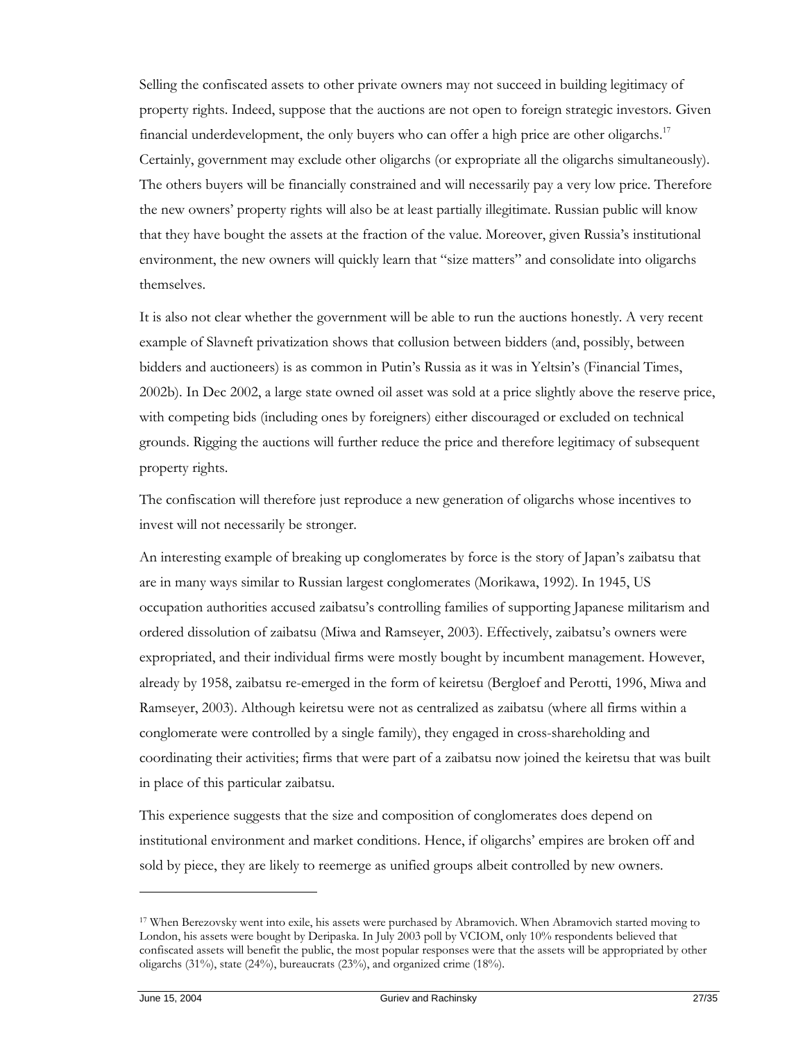Selling the confiscated assets to other private owners may not succeed in building legitimacy of property rights. Indeed, suppose that the auctions are not open to foreign strategic investors. Given financial underdevelopment, the only buyers who can offer a high price are other oligarchs.[17] Certainly, government may exclude other oligarchs (or expropriate all the oligarchs simultaneously). The others buyers will be financially constrained and will necessarily pay a very low price. Therefore the new owners' property rights will also be at least partially illegitimate. Russian public will know that they have bought the assets at the fraction of the value. Moreover, given Russia's institutional environment, the new owners will quickly learn that "size matters" and consolidate into oligarchs themselves.

It is also not clear whether the government will be able to run the auctions honestly. A very recent example of Slavneft privatization shows that collusion between bidders (and, possibly, between bidders and auctioneers) is as common in Putin's Russia as it was in Yeltsin's (Financial Times, 2002b). In Dec 2002, a large state owned oil asset was sold at a price slightly above the reserve price, with competing bids (including ones by foreigners) either discouraged or excluded on technical grounds. Rigging the auctions will further reduce the price and therefore legitimacy of subsequent property rights.

The confiscation will therefore just reproduce a new generation of oligarchs whose incentives to invest will not necessarily be stronger.

An interesting example of breaking up conglomerates by force is the story of Japan's zaibatsu that are in many ways similar to Russian largest conglomerates (Morikawa, 1992). In 1945, US occupation authorities accused zaibatsu's controlling families of supporting Japanese militarism and ordered dissolution of zaibatsu (Miwa and Ramseyer, 2003). Effectively, zaibatsu's owners were expropriated, and their individual firms were mostly bought by incumbent management. However, already by 1958, zaibatsu re-emerged in the form of keiretsu (Bergloef and Perotti, 1996, Miwa and Ramseyer, 2003). Although keiretsu were not as centralized as zaibatsu (where all firms within a conglomerate were controlled by a single family), they engaged in cross-shareholding and coordinating their activities; firms that were part of a zaibatsu now joined the keiretsu that was built in place of this particular zaibatsu.

This experience suggests that the size and composition of conglomerates does depend on institutional environment and market conditions. Hence, if oligarchs' empires are broken off and sold by piece, they are likely to reemerge as unified groups albeit controlled by new owners.

---

[17] When Berezovsky went into exile, his assets were purchased by Abramovich. When Abramovich started moving to London, his assets were bought by Deripaska. In July 2003 poll by VCIOM, only 10% respondents believed that confiscated assets will benefit the public, the most popular responses were that the assets will be appropriated by other oligarchs (31%), state (24%), bureaucrats (23%), and organized crime (18%).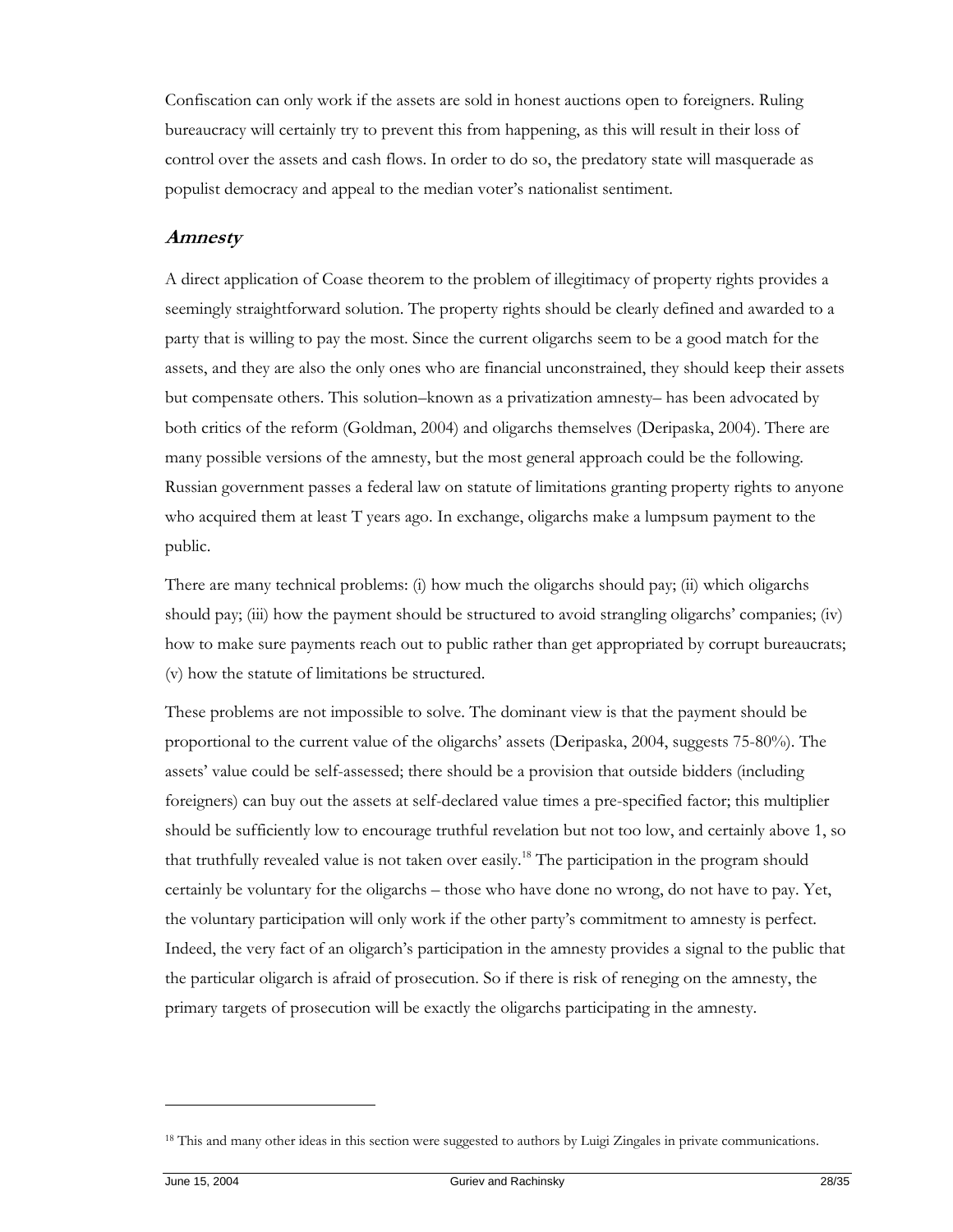Confiscation can only work if the assets are sold in honest auctions open to foreigners. Ruling bureaucracy will certainly try to prevent this from happening, as this will result in their loss of control over the assets and cash flows. In order to do so, the predatory state will masquerade as populist democracy and appeal to the median voter's nationalist sentiment.

## *Amnesty*

A direct application of Coase theorem to the problem of illegitimacy of property rights provides a seemingly straightforward solution. The property rights should be clearly defined and awarded to a party that is willing to pay the most. Since the current oligarchs seem to be a good match for the assets, and they are also the only ones who are financial unconstrained, they should keep their assets but compensate others. This solution–known as a privatization amnesty– has been advocated by both critics of the reform (Goldman, 2004) and oligarchs themselves (Deripaska, 2004). There are many possible versions of the amnesty, but the most general approach could be the following. Russian government passes a federal law on statute of limitations granting property rights to anyone who acquired them at least T years ago. In exchange, oligarchs make a lumpsum payment to the public.

There are many technical problems: (i) how much the oligarchs should pay; (ii) which oligarchs should pay; (iii) how the payment should be structured to avoid strangling oligarchs' companies; (iv) how to make sure payments reach out to public rather than get appropriated by corrupt bureaucrats; (v) how the statute of limitations be structured.

These problems are not impossible to solve. The dominant view is that the payment should be proportional to the current value of the oligarchs' assets (Deripaska, 2004, suggests 75-80%). The assets' value could be self-assessed; there should be a provision that outside bidders (including foreigners) can buy out the assets at self-declared value times a pre-specified factor; this multiplier should be sufficiently low to encourage truthful revelation but not too low, and certainly above 1, so that truthfully revealed value is not taken over easily.[18] The participation in the program should certainly be voluntary for the oligarchs – those who have done no wrong, do not have to pay. Yet, the voluntary participation will only work if the other party's commitment to amnesty is perfect. Indeed, the very fact of an oligarch's participation in the amnesty provides a signal to the public that the particular oligarch is afraid of prosecution. So if there is risk of reneging on the amnesty, the primary targets of prosecution will be exactly the oligarchs participating in the amnesty.

---

[18] This and many other ideas in this section were suggested to authors by Luigi Zingales in private communications.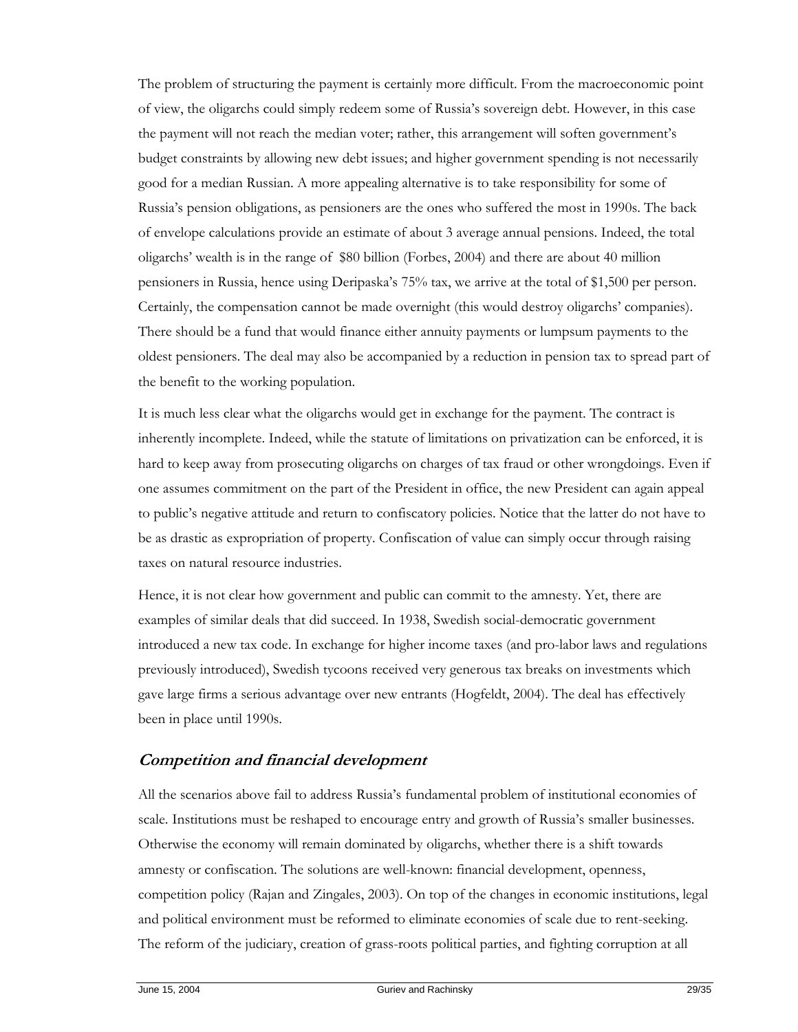The problem of structuring the payment is certainly more difficult. From the macroeconomic point of view, the oligarchs could simply redeem some of Russia's sovereign debt. However, in this case the payment will not reach the median voter; rather, this arrangement will soften government's budget constraints by allowing new debt issues; and higher government spending is not necessarily good for a median Russian. A more appealing alternative is to take responsibility for some of Russia's pension obligations, as pensioners are the ones who suffered the most in 1990s. The back of envelope calculations provide an estimate of about 3 average annual pensions. Indeed, the total oligarchs' wealth is in the range of $80 billion (Forbes, 2004) and there are about 40 million pensioners in Russia, hence using Deripaska's 75% tax, we arrive at the total of $1,500 per person. Certainly, the compensation cannot be made overnight (this would destroy oligarchs' companies). There should be a fund that would finance either annuity payments or lumpsum payments to the oldest pensioners. The deal may also be accompanied by a reduction in pension tax to spread part of the benefit to the working population.

It is much less clear what the oligarchs would get in exchange for the payment. The contract is inherently incomplete. Indeed, while the statute of limitations on privatization can be enforced, it is hard to keep away from prosecuting oligarchs on charges of tax fraud or other wrongdoings. Even if one assumes commitment on the part of the President in office, the new President can again appeal to public's negative attitude and return to confiscatory policies. Notice that the latter do not have to be as drastic as expropriation of property. Confiscation of value can simply occur through raising taxes on natural resource industries.

Hence, it is not clear how government and public can commit to the amnesty. Yet, there are examples of similar deals that did succeed. In 1938, Swedish social-democratic government introduced a new tax code. In exchange for higher income taxes (and pro-labor laws and regulations previously introduced), Swedish tycoons received very generous tax breaks on investments which gave large firms a serious advantage over new entrants (Hogfeldt, 2004). The deal has effectively been in place until 1990s.

## *Competition and financial development*

All the scenarios above fail to address Russia's fundamental problem of institutional economies of scale. Institutions must be reshaped to encourage entry and growth of Russia's smaller businesses. Otherwise the economy will remain dominated by oligarchs, whether there is a shift towards amnesty or confiscation. The solutions are well-known: financial development, openness, competition policy (Rajan and Zingales, 2003). On top of the changes in economic institutions, legal and political environment must be reformed to eliminate economies of scale due to rent-seeking. The reform of the judiciary, creation of grass-roots political parties, and fighting corruption at all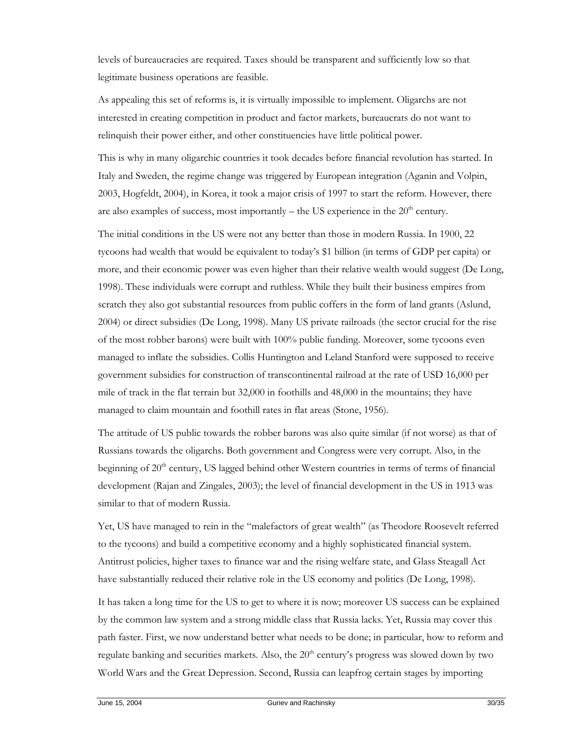levels of bureaucracies are required. Taxes should be transparent and sufficiently low so that legitimate business operations are feasible.

As appealing this set of reforms is, it is virtually impossible to implement. Oligarchs are not interested in creating competition in product and factor markets, bureaucrats do not want to relinquish their power either, and other constituencies have little political power.

This is why in many oligarchic countries it took decades before financial revolution has started. In Italy and Sweden, the regime change was triggered by European integration (Aganin and Volpin, 2003, Hogfeldt, 2004), in Korea, it took a major crisis of 1997 to start the reform. However, there are also examples of success, most importantly – the US experience in the 20th century.

The initial conditions in the US were not any better than those in modern Russia. In 1900, 22 tycoons had wealth that would be equivalent to today's $1 billion (in terms of GDP per capita) or more, and their economic power was even higher than their relative wealth would suggest (De Long, 1998). These individuals were corrupt and ruthless. While they built their business empires from scratch they also got substantial resources from public coffers in the form of land grants (Aslund, 2004) or direct subsidies (De Long, 1998). Many US private railroads (the sector crucial for the rise of the most robber barons) were built with 100% public funding. Moreover, some tycoons even managed to inflate the subsidies. Collis Huntington and Leland Stanford were supposed to receive government subsidies for construction of transcontinental railroad at the rate of USD 16,000 per mile of track in the flat terrain but 32,000 in foothills and 48,000 in the mountains; they have managed to claim mountain and foothill rates in flat areas (Stone, 1956).

The attitude of US public towards the robber barons was also quite similar (if not worse) as that of Russians towards the oligarchs. Both government and Congress were very corrupt. Also, in the beginning of 20th century, US lagged behind other Western countries in terms of terms of financial development (Rajan and Zingales, 2003); the level of financial development in the US in 1913 was similar to that of modern Russia.

Yet, US have managed to rein in the "malefactors of great wealth" (as Theodore Roosevelt referred to the tycoons) and build a competitive economy and a highly sophisticated financial system. Antitrust policies, higher taxes to finance war and the rising welfare state, and Glass Steagall Act have substantially reduced their relative role in the US economy and politics (De Long, 1998).

It has taken a long time for the US to get to where it is now; moreover US success can be explained by the common law system and a strong middle class that Russia lacks. Yet, Russia may cover this path faster. First, we now understand better what needs to be done; in particular, how to reform and regulate banking and securities markets. Also, the 20th century's progress was slowed down by two World Wars and the Great Depression. Second, Russia can leapfrog certain stages by importing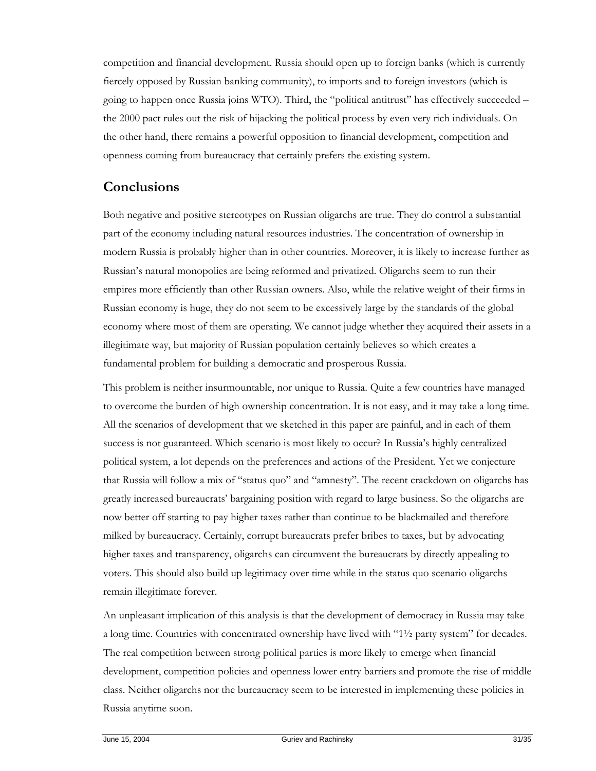competition and financial development. Russia should open up to foreign banks (which is currently fiercely opposed by Russian banking community), to imports and to foreign investors (which is going to happen once Russia joins WTO). Third, the "political antitrust" has effectively succeeded – the 2000 pact rules out the risk of hijacking the political process by even very rich individuals. On the other hand, there remains a powerful opposition to financial development, competition and openness coming from bureaucracy that certainly prefers the existing system.

## Conclusions

Both negative and positive stereotypes on Russian oligarchs are true. They do control a substantial part of the economy including natural resources industries. The concentration of ownership in modern Russia is probably higher than in other countries. Moreover, it is likely to increase further as Russian's natural monopolies are being reformed and privatized. Oligarchs seem to run their empires more efficiently than other Russian owners. Also, while the relative weight of their firms in Russian economy is huge, they do not seem to be excessively large by the standards of the global economy where most of them are operating. We cannot judge whether they acquired their assets in a illegitimate way, but majority of Russian population certainly believes so which creates a fundamental problem for building a democratic and prosperous Russia.

This problem is neither insurmountable, nor unique to Russia. Quite a few countries have managed to overcome the burden of high ownership concentration. It is not easy, and it may take a long time. All the scenarios of development that we sketched in this paper are painful, and in each of them success is not guaranteed. Which scenario is most likely to occur? In Russia's highly centralized political system, a lot depends on the preferences and actions of the President. Yet we conjecture that Russia will follow a mix of "status quo" and "amnesty". The recent crackdown on oligarchs has greatly increased bureaucrats' bargaining position with regard to large business. So the oligarchs are now better off starting to pay higher taxes rather than continue to be blackmailed and therefore milked by bureaucracy. Certainly, corrupt bureaucrats prefer bribes to taxes, but by advocating higher taxes and transparency, oligarchs can circumvent the bureaucrats by directly appealing to voters. This should also build up legitimacy over time while in the status quo scenario oligarchs remain illegitimate forever.

An unpleasant implication of this analysis is that the development of democracy in Russia may take a long time. Countries with concentrated ownership have lived with "1½ party system" for decades. The real competition between strong political parties is more likely to emerge when financial development, competition policies and openness lower entry barriers and promote the rise of middle class. Neither oligarchs nor the bureaucracy seem to be interested in implementing these policies in Russia anytime soon.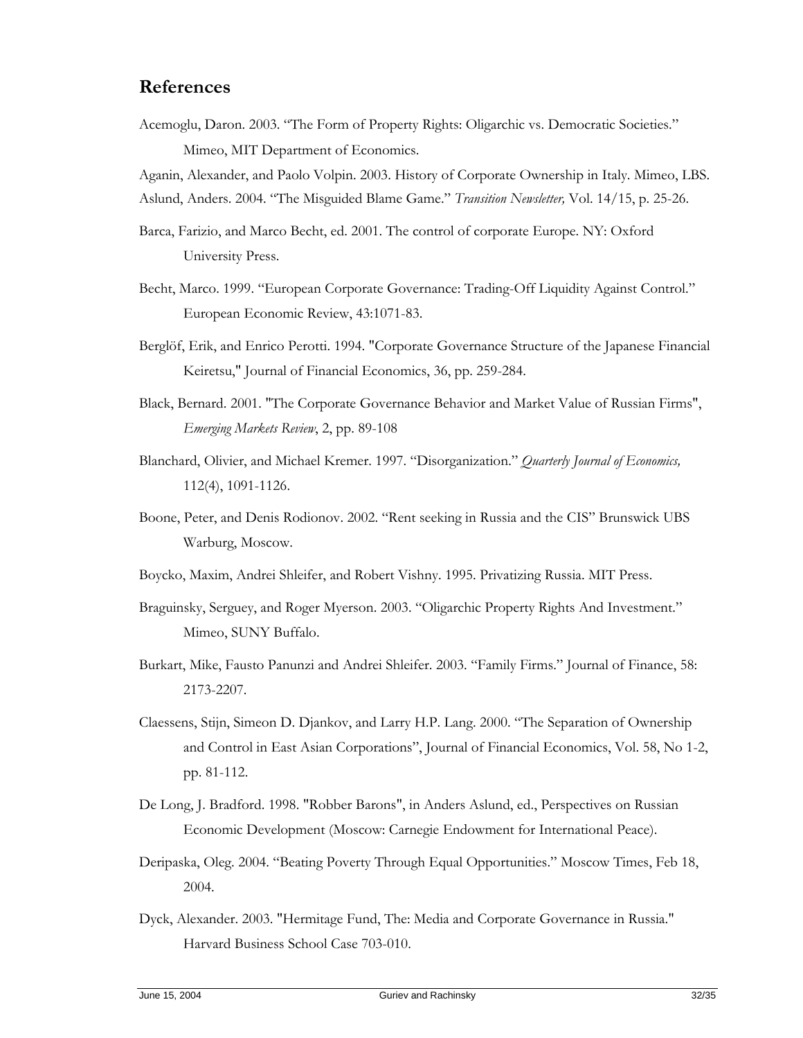## References

Acemoglu, Daron. 2003. "The Form of Property Rights: Oligarchic vs. Democratic Societies." Mimeo, MIT Department of Economics.

Aganin, Alexander, and Paolo Volpin. 2003. History of Corporate Ownership in Italy. Mimeo, LBS.

Aslund, Anders. 2004. "The Misguided Blame Game." *Transition Newsletter,* Vol. 14/15, p. 25-26.

Barca, Farizio, and Marco Becht, ed. 2001. The control of corporate Europe. NY: Oxford University Press.

Becht, Marco. 1999. "European Corporate Governance: Trading-Off Liquidity Against Control." European Economic Review, 43:1071-83.

Berglöf, Erik, and Enrico Perotti. 1994. "Corporate Governance Structure of the Japanese Financial Keiretsu," Journal of Financial Economics, 36, pp. 259-284.

Black, Bernard. 2001. "The Corporate Governance Behavior and Market Value of Russian Firms", *Emerging Markets Review*, 2, pp. 89-108

Blanchard, Olivier, and Michael Kremer. 1997. "Disorganization." *Quarterly Journal of Economics,* 112(4), 1091-1126.

Boone, Peter, and Denis Rodionov. 2002. "Rent seeking in Russia and the CIS" Brunswick UBS Warburg, Moscow.

Boycko, Maxim, Andrei Shleifer, and Robert Vishny. 1995. Privatizing Russia. MIT Press.

Braguinsky, Serguey, and Roger Myerson. 2003. "Oligarchic Property Rights And Investment." Mimeo, SUNY Buffalo.

Burkart, Mike, Fausto Panunzi and Andrei Shleifer. 2003. "Family Firms." Journal of Finance, 58: 2173-2207.

Claessens, Stijn, Simeon D. Djankov, and Larry H.P. Lang. 2000. "The Separation of Ownership and Control in East Asian Corporations", Journal of Financial Economics, Vol. 58, No 1-2, pp. 81-112.

De Long, J. Bradford. 1998. "Robber Barons", in Anders Aslund, ed., Perspectives on Russian Economic Development (Moscow: Carnegie Endowment for International Peace).

Deripaska, Oleg. 2004. "Beating Poverty Through Equal Opportunities." Moscow Times, Feb 18, 2004.

Dyck, Alexander. 2003. "Hermitage Fund, The: Media and Corporate Governance in Russia." Harvard Business School Case 703-010.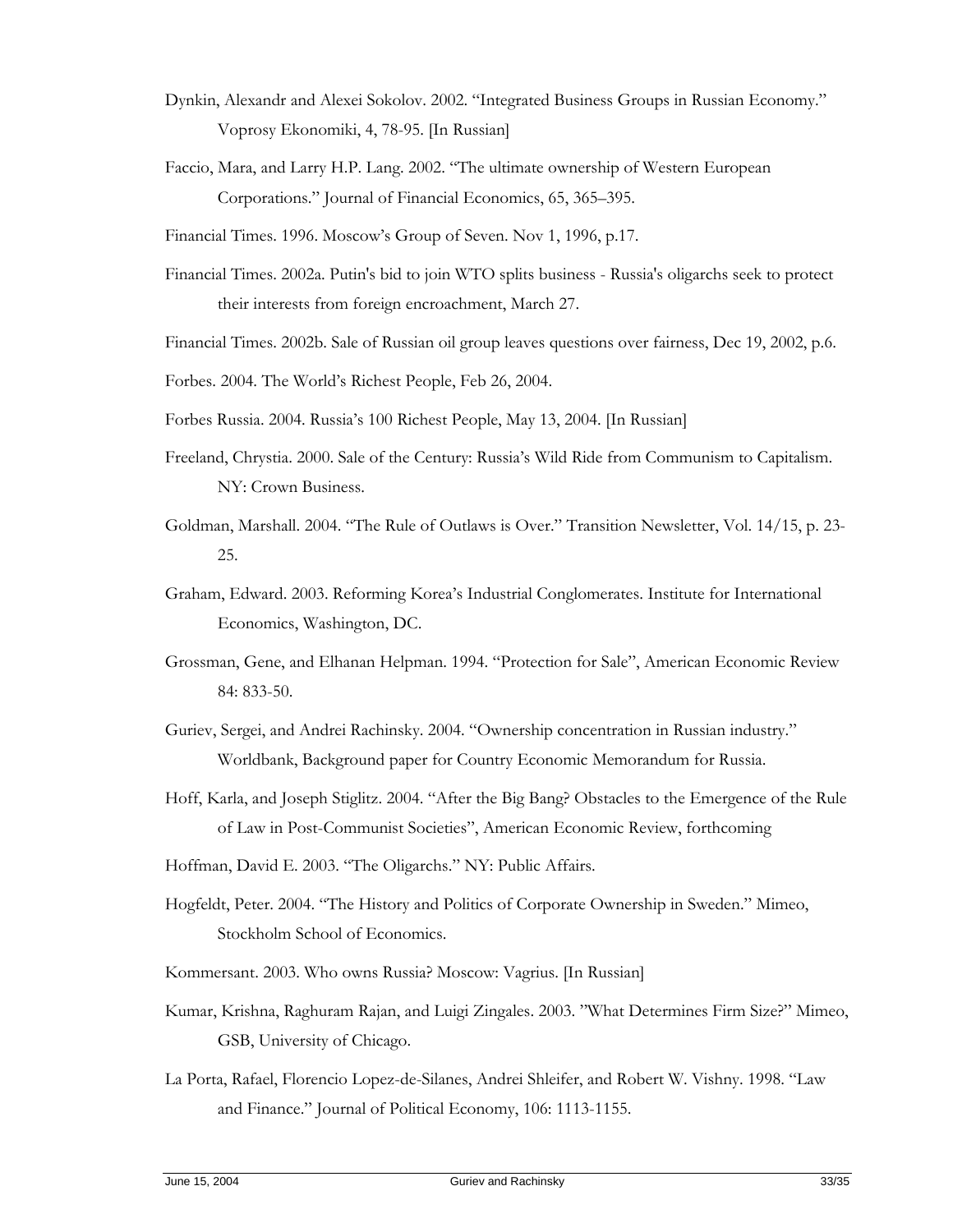Dynkin, Alexandr and Alexei Sokolov. 2002. "Integrated Business Groups in Russian Economy." Voprosy Ekonomiki, 4, 78-95. [In Russian]

Faccio, Mara, and Larry H.P. Lang. 2002. "The ultimate ownership of Western European Corporations." Journal of Financial Economics, 65, 365–395.

Financial Times. 1996. Moscow's Group of Seven. Nov 1, 1996, p.17.

Financial Times. 2002a. Putin's bid to join WTO splits business - Russia's oligarchs seek to protect their interests from foreign encroachment, March 27.

Financial Times. 2002b. Sale of Russian oil group leaves questions over fairness, Dec 19, 2002, p.6.

Forbes. 2004. The World's Richest People, Feb 26, 2004.

Forbes Russia. 2004. Russia's 100 Richest People, May 13, 2004. [In Russian]

Freeland, Chrystia. 2000. Sale of the Century: Russia's Wild Ride from Communism to Capitalism. NY: Crown Business.

Goldman, Marshall. 2004. "The Rule of Outlaws is Over." Transition Newsletter, Vol. 14/15, p. 23-25.

Graham, Edward. 2003. Reforming Korea's Industrial Conglomerates. Institute for International Economics, Washington, DC.

Grossman, Gene, and Elhanan Helpman. 1994. "Protection for Sale", American Economic Review 84: 833-50.

Guriev, Sergei, and Andrei Rachinsky. 2004. "Ownership concentration in Russian industry." Worldbank, Background paper for Country Economic Memorandum for Russia.

Hoff, Karla, and Joseph Stiglitz. 2004. "After the Big Bang? Obstacles to the Emergence of the Rule of Law in Post-Communist Societies", American Economic Review, forthcoming

Hoffman, David E. 2003. "The Oligarchs." NY: Public Affairs.

Hogfeldt, Peter. 2004. "The History and Politics of Corporate Ownership in Sweden." Mimeo, Stockholm School of Economics.

Kommersant. 2003. Who owns Russia? Moscow: Vagrius. [In Russian]

Kumar, Krishna, Raghuram Rajan, and Luigi Zingales. 2003. "What Determines Firm Size?" Mimeo, GSB, University of Chicago.

La Porta, Rafael, Florencio Lopez-de-Silanes, Andrei Shleifer, and Robert W. Vishny. 1998. "Law and Finance." Journal of Political Economy, 106: 1113-1155.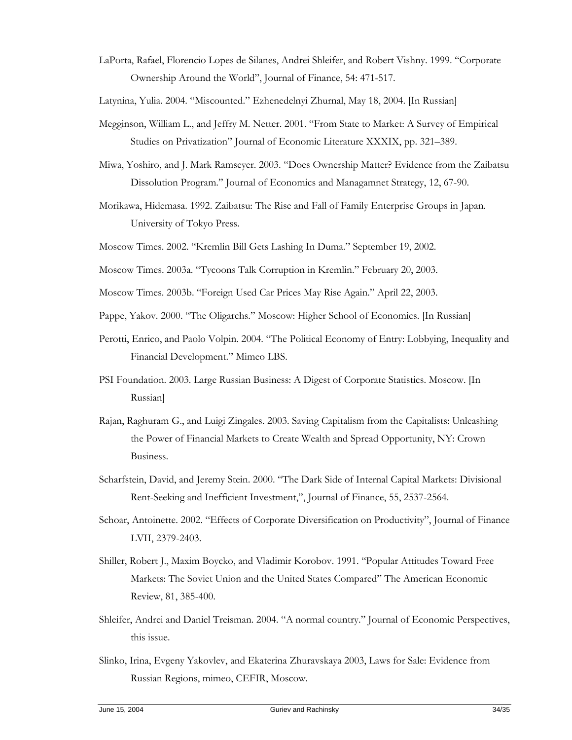LaPorta, Rafael, Florencio Lopes de Silanes, Andrei Shleifer, and Robert Vishny. 1999. "Corporate Ownership Around the World", Journal of Finance, 54: 471-517.

Latynina, Yulia. 2004. "Miscounted." Ezhenedelnyi Zhurnal, May 18, 2004. [In Russian]

Megginson, William L., and Jeffry M. Netter. 2001. "From State to Market: A Survey of Empirical Studies on Privatization" Journal of Economic Literature XXXIX, pp. 321–389.

Miwa, Yoshiro, and J. Mark Ramseyer. 2003. "Does Ownership Matter? Evidence from the Zaibatsu Dissolution Program." Journal of Economics and Managamnet Strategy, 12, 67-90.

Morikawa, Hidemasa. 1992. Zaibatsu: The Rise and Fall of Family Enterprise Groups in Japan. University of Tokyo Press.

Moscow Times. 2002. "Kremlin Bill Gets Lashing In Duma." September 19, 2002.

Moscow Times. 2003a. "Tycoons Talk Corruption in Kremlin." February 20, 2003.

Moscow Times. 2003b. "Foreign Used Car Prices May Rise Again." April 22, 2003.

Pappe, Yakov. 2000. "The Oligarchs." Moscow: Higher School of Economics. [In Russian]

Perotti, Enrico, and Paolo Volpin. 2004. "The Political Economy of Entry: Lobbying, Inequality and Financial Development." Mimeo LBS.

PSI Foundation. 2003. Large Russian Business: A Digest of Corporate Statistics. Moscow. [In Russian]

Rajan, Raghuram G., and Luigi Zingales. 2003. Saving Capitalism from the Capitalists: Unleashing the Power of Financial Markets to Create Wealth and Spread Opportunity, NY: Crown Business.

Scharfstein, David, and Jeremy Stein. 2000. "The Dark Side of Internal Capital Markets: Divisional Rent-Seeking and Inefficient Investment,", Journal of Finance, 55, 2537-2564.

Schoar, Antoinette. 2002. "Effects of Corporate Diversification on Productivity", Journal of Finance LVII, 2379-2403.

Shiller, Robert J., Maxim Boycko, and Vladimir Korobov. 1991. "Popular Attitudes Toward Free Markets: The Soviet Union and the United States Compared" The American Economic Review, 81, 385-400.

Shleifer, Andrei and Daniel Treisman. 2004. "A normal country." Journal of Economic Perspectives, this issue.

Slinko, Irina, Evgeny Yakovlev, and Ekaterina Zhuravskaya 2003, Laws for Sale: Evidence from Russian Regions, mimeo, CEFIR, Moscow.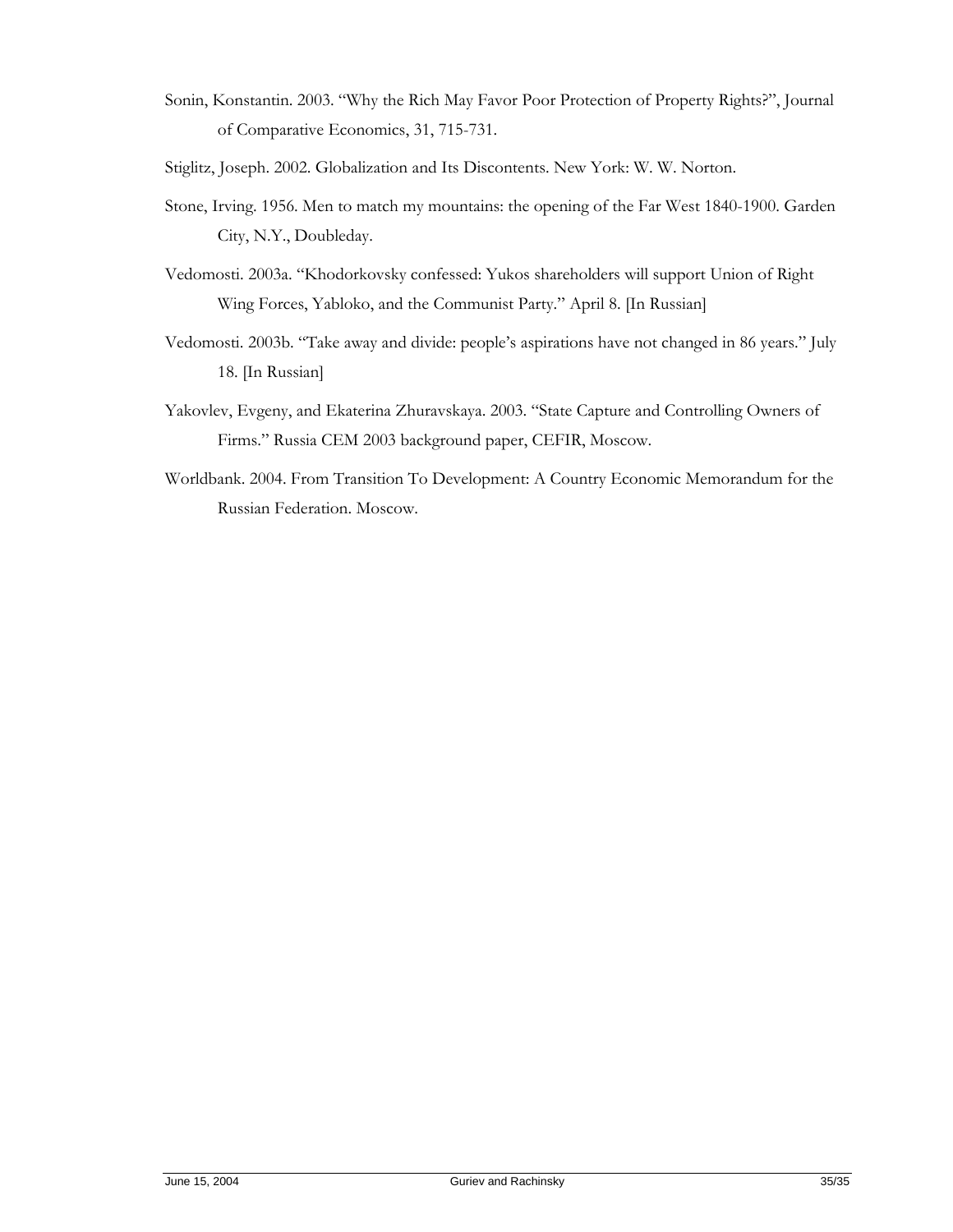Sonin, Konstantin. 2003. "Why the Rich May Favor Poor Protection of Property Rights?", Journal of Comparative Economics, 31, 715-731.

Stiglitz, Joseph. 2002. Globalization and Its Discontents. New York: W. W. Norton.

Stone, Irving. 1956. Men to match my mountains: the opening of the Far West 1840-1900. Garden City, N.Y., Doubleday.

Vedomosti. 2003a. "Khodorkovsky confessed: Yukos shareholders will support Union of Right Wing Forces, Yabloko, and the Communist Party." April 8. [In Russian]

Vedomosti. 2003b. "Take away and divide: people's aspirations have not changed in 86 years." July 18. [In Russian]

Yakovlev, Evgeny, and Ekaterina Zhuravskaya. 2003. "State Capture and Controlling Owners of Firms." Russia CEM 2003 background paper, CEFIR, Moscow.

Worldbank. 2004. From Transition To Development: A Country Economic Memorandum for the Russian Federation. Moscow.